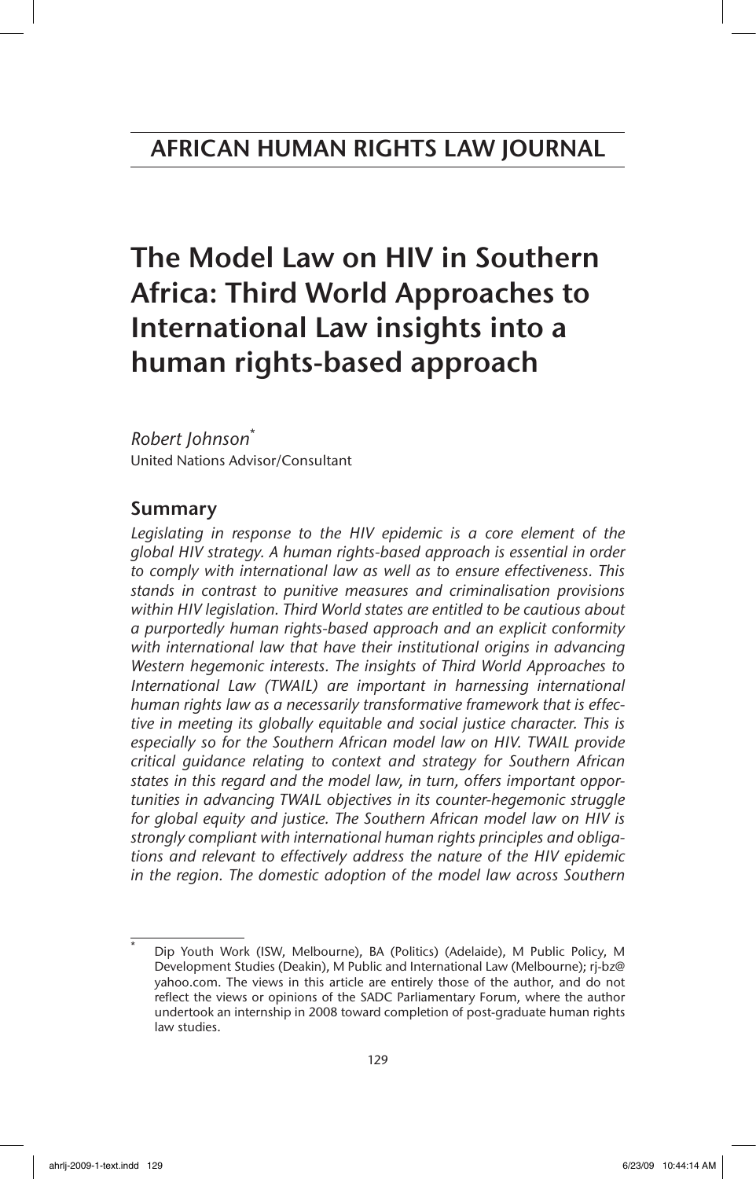# AFRICAN HUMAN RIGHTS LAW JOURNAL

# The Model Law on HIV in Southern Africa: Third World Approaches to International Law insights into a human rights-based approach

*Robert Johnson*[*]
United Nations Advisor/Consultant

## Summary

*Legislating in response to the HIV epidemic is a core element of the global HIV strategy. A human rights-based approach is essential in order to comply with international law as well as to ensure effectiveness. This stands in contrast to punitive measures and criminalisation provisions within HIV legislation. Third World states are entitled to be cautious about a purportedly human rights-based approach and an explicit conformity with international law that have their institutional origins in advancing Western hegemonic interests. The insights of Third World Approaches to International Law (TWAIL) are important in harnessing international human rights law as a necessarily transformative framework that is effective in meeting its globally equitable and social justice character. This is especially so for the Southern African model law on HIV. TWAIL provide critical guidance relating to context and strategy for Southern African states in this regard and the model law, in turn, offers important opportunities in advancing TWAIL objectives in its counter-hegemonic struggle for global equity and justice. The Southern African model law on HIV is strongly compliant with international human rights principles and obligations and relevant to effectively address the nature of the HIV epidemic in the region. The domestic adoption of the model law across Southern*

---

[*] Dip Youth Work (ISW, Melbourne), BA (Politics) (Adelaide), M Public Policy, M Development Studies (Deakin), M Public and International Law (Melbourne); rj-bz@yahoo.com. The views in this article are entirely those of the author, and do not reflect the views or opinions of the SADC Parliamentary Forum, where the author undertook an internship in 2008 toward completion of post-graduate human rights law studies.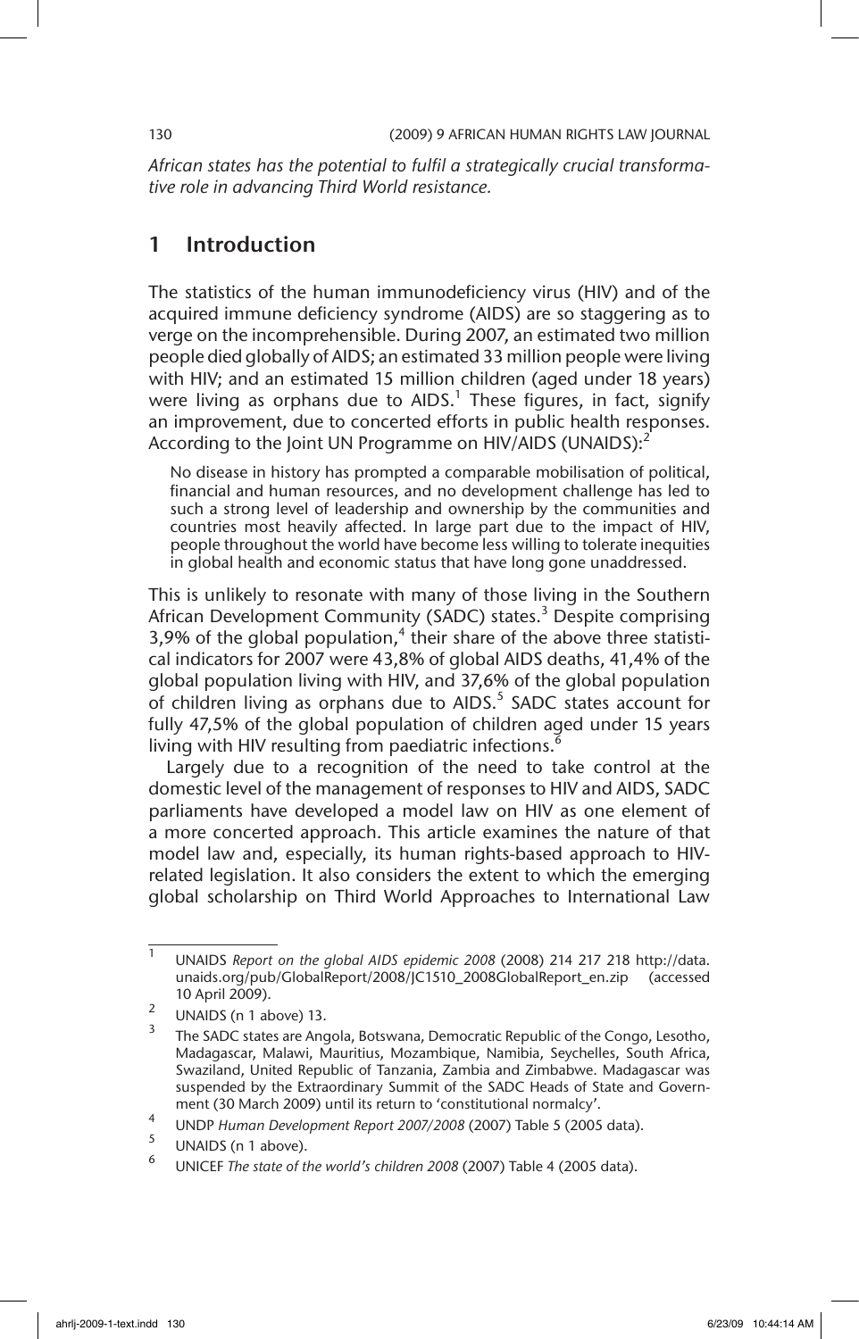*African states has the potential to fulfil a strategically crucial transformative role in advancing Third World resistance.*

## 1 Introduction

The statistics of the human immunodeficiency virus (HIV) and of the acquired immune deficiency syndrome (AIDS) are so staggering as to verge on the incomprehensible. During 2007, an estimated two million people died globally of AIDS; an estimated 33 million people were living with HIV; and an estimated 15 million children (aged under 18 years) were living as orphans due to AIDS.[1] These figures, in fact, signify an improvement, due to concerted efforts in public health responses. According to the Joint UN Programme on HIV/AIDS (UNAIDS):[2]

> No disease in history has prompted a comparable mobilisation of political, financial and human resources, and no development challenge has led to such a strong level of leadership and ownership by the communities and countries most heavily affected. In large part due to the impact of HIV, people throughout the world have become less willing to tolerate inequities in global health and economic status that have long gone unaddressed.

This is unlikely to resonate with many of those living in the Southern African Development Community (SADC) states.[3] Despite comprising 3,9% of the global population,[4] their share of the above three statistical indicators for 2007 were 43,8% of global AIDS deaths, 41,4% of the global population living with HIV, and 37,6% of the global population of children living as orphans due to AIDS.[5] SADC states account for fully 47,5% of the global population of children aged under 15 years living with HIV resulting from paediatric infections.[6]

Largely due to a recognition of the need to take control at the domestic level of the management of responses to HIV and AIDS, SADC parliaments have developed a model law on HIV as one element of a more concerted approach. This article examines the nature of that model law and, especially, its human rights-based approach to HIV-related legislation. It also considers the extent to which the emerging global scholarship on Third World Approaches to International Law

---

1. UNAIDS *Report on the global AIDS epidemic 2008* (2008) 214 217 218 http://data.unaids.org/pub/GlobalReport/2008/JC1510_2008GlobalReport_en.zip (accessed 10 April 2009).
2. UNAIDS (n 1 above) 13.
3. The SADC states are Angola, Botswana, Democratic Republic of the Congo, Lesotho, Madagascar, Malawi, Mauritius, Mozambique, Namibia, Seychelles, South Africa, Swaziland, United Republic of Tanzania, Zambia and Zimbabwe. Madagascar was suspended by the Extraordinary Summit of the SADC Heads of State and Government (30 March 2009) until its return to 'constitutional normalcy'.
4. UNDP *Human Development Report 2007/2008* (2007) Table 5 (2005 data).
5. UNAIDS (n 1 above).
6. UNICEF *The state of the world's children 2008* (2007) Table 4 (2005 data).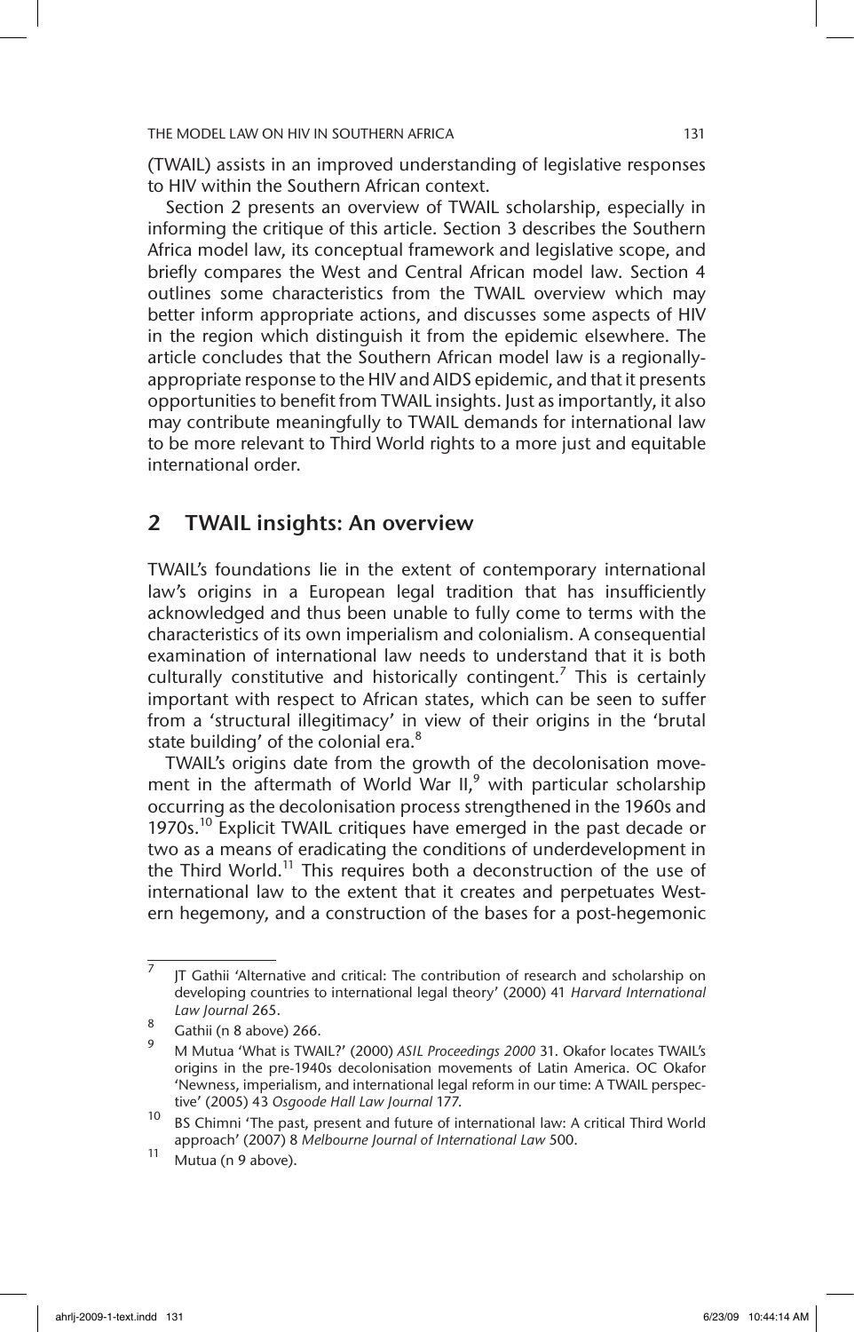(TWAIL) assists in an improved understanding of legislative responses to HIV within the Southern African context.

Section 2 presents an overview of TWAIL scholarship, especially in informing the critique of this article. Section 3 describes the Southern Africa model law, its conceptual framework and legislative scope, and briefly compares the West and Central African model law. Section 4 outlines some characteristics from the TWAIL overview which may better inform appropriate actions, and discusses some aspects of HIV in the region which distinguish it from the epidemic elsewhere. The article concludes that the Southern African model law is a regionally-appropriate response to the HIV and AIDS epidemic, and that it presents opportunities to benefit from TWAIL insights. Just as importantly, it also may contribute meaningfully to TWAIL demands for international law to be more relevant to Third World rights to a more just and equitable international order.

## 2 TWAIL insights: An overview

TWAIL's foundations lie in the extent of contemporary international law's origins in a European legal tradition that has insufficiently acknowledged and thus been unable to fully come to terms with the characteristics of its own imperialism and colonialism. A consequential examination of international law needs to understand that it is both culturally constitutive and historically contingent.[7] This is certainly important with respect to African states, which can be seen to suffer from a 'structural illegitimacy' in view of their origins in the 'brutal state building' of the colonial era.[8]

TWAIL's origins date from the growth of the decolonisation movement in the aftermath of World War II,[9] with particular scholarship occurring as the decolonisation process strengthened in the 1960s and 1970s.[10] Explicit TWAIL critiques have emerged in the past decade or two as a means of eradicating the conditions of underdevelopment in the Third World.[11] This requires both a deconstruction of the use of international law to the extent that it creates and perpetuates Western hegemony, and a construction of the bases for a post-hegemonic

---

[7] JT Gathii 'Alternative and critical: The contribution of research and scholarship on developing countries to international legal theory' (2000) 41 *Harvard International Law Journal* 265.

[8] Gathii (n 8 above) 266.

[9] M Mutua 'What is TWAIL?' (2000) *ASIL Proceedings 2000* 31. Okafor locates TWAIL's origins in the pre-1940s decolonisation movements of Latin America. OC Okafor 'Newness, imperialism, and international legal reform in our time: A TWAIL perspective' (2005) 43 *Osgoode Hall Law Journal* 177.

[10] BS Chimni 'The past, present and future of international law: A critical Third World approach' (2007) 8 *Melbourne Journal of International Law* 500.

[11] Mutua (n 9 above).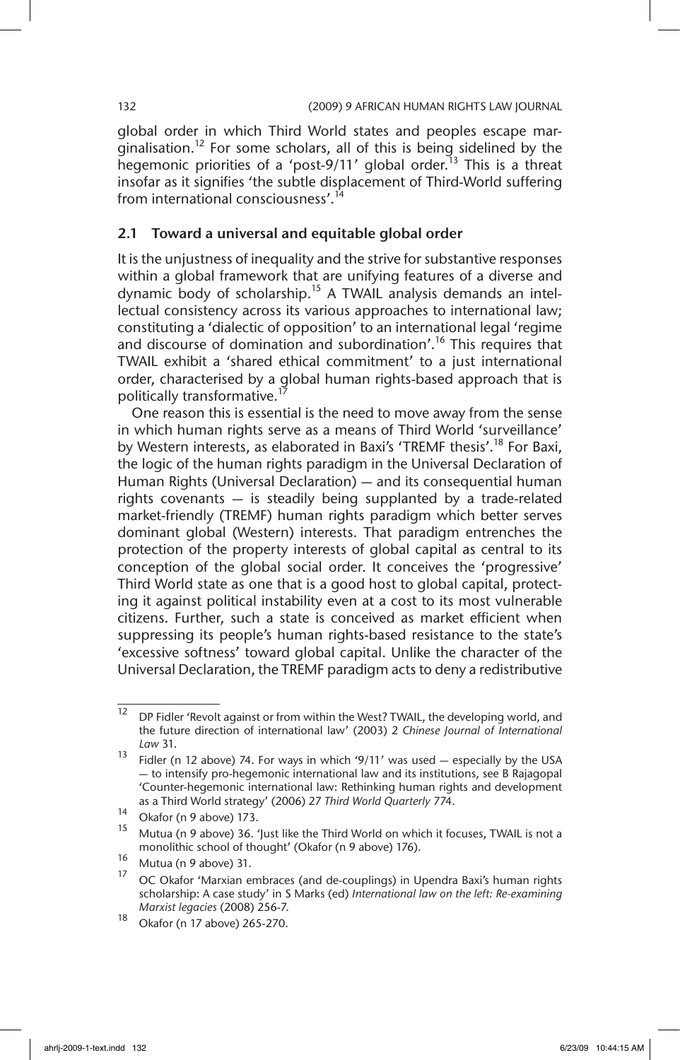global order in which Third World states and peoples escape marginalisation.[12] For some scholars, all of this is being sidelined by the hegemonic priorities of a 'post-9/11' global order.[13] This is a threat insofar as it signifies 'the subtle displacement of Third-World suffering from international consciousness'.[14]

## 2.1 Toward a universal and equitable global order

It is the unjustness of inequality and the strive for substantive responses within a global framework that are unifying features of a diverse and dynamic body of scholarship.[15] A TWAIL analysis demands an intellectual consistency across its various approaches to international law; constituting a 'dialectic of opposition' to an international legal 'regime and discourse of domination and subordination'.[16] This requires that TWAIL exhibit a 'shared ethical commitment' to a just international order, characterised by a global human rights-based approach that is politically transformative.[17]

One reason this is essential is the need to move away from the sense in which human rights serve as a means of Third World 'surveillance' by Western interests, as elaborated in Baxi's 'TREMF thesis'.[18] For Baxi, the logic of the human rights paradigm in the Universal Declaration of Human Rights (Universal Declaration) — and its consequential human rights covenants — is steadily being supplanted by a trade-related market-friendly (TREMF) human rights paradigm which better serves dominant global (Western) interests. That paradigm entrenches the protection of the property interests of global capital as central to its conception of the global social order. It conceives the 'progressive' Third World state as one that is a good host to global capital, protecting it against political instability even at a cost to its most vulnerable citizens. Further, such a state is conceived as market efficient when suppressing its people's human rights-based resistance to the state's 'excessive softness' toward global capital. Unlike the character of the Universal Declaration, the TREMF paradigm acts to deny a redistributive

---

[12] DP Fidler 'Revolt against or from within the West? TWAIL, the developing world, and the future direction of international law' (2003) 2 *Chinese Journal of International Law* 31.

[13] Fidler (n 12 above) 74. For ways in which '9/11' was used — especially by the USA — to intensify pro-hegemonic international law and its institutions, see B Rajagopal 'Counter-hegemonic international law: Rethinking human rights and development as a Third World strategy' (2006) 27 *Third World Quarterly* 774.

[14] Okafor (n 9 above) 173.

[15] Mutua (n 9 above) 36. 'Just like the Third World on which it focuses, TWAIL is not a monolithic school of thought' (Okafor (n 9 above) 176).

[16] Mutua (n 9 above) 31.

[17] OC Okafor 'Marxian embraces (and de-couplings) in Upendra Baxi's human rights scholarship: A case study' in S Marks (ed) *International law on the left: Re-examining Marxist legacies* (2008) 256-7.

[18] Okafor (n 17 above) 265-270.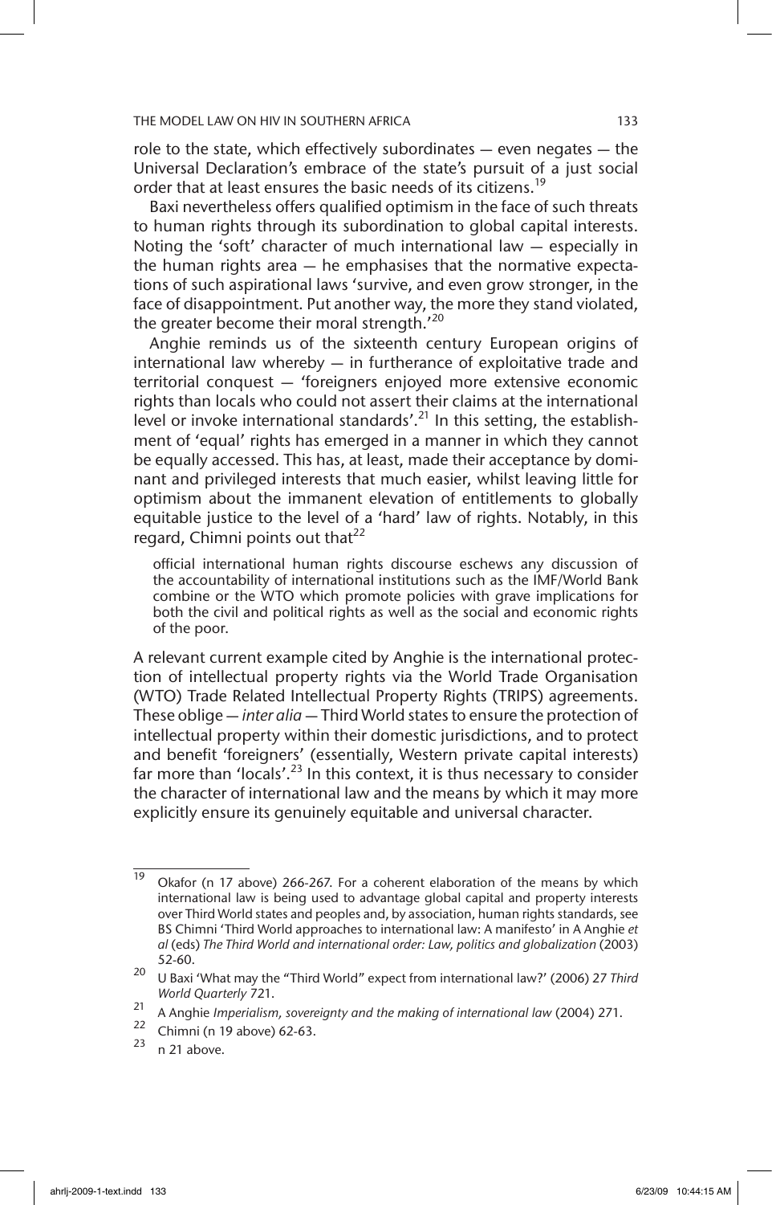role to the state, which effectively subordinates — even negates — the Universal Declaration's embrace of the state's pursuit of a just social order that at least ensures the basic needs of its citizens.[19]

Baxi nevertheless offers qualified optimism in the face of such threats to human rights through its subordination to global capital interests. Noting the 'soft' character of much international law — especially in the human rights area — he emphasises that the normative expectations of such aspirational laws 'survive, and even grow stronger, in the face of disappointment. Put another way, the more they stand violated, the greater become their moral strength.'[20]

Anghie reminds us of the sixteenth century European origins of international law whereby — in furtherance of exploitative trade and territorial conquest — 'foreigners enjoyed more extensive economic rights than locals who could not assert their claims at the international level or invoke international standards'.[21] In this setting, the establishment of 'equal' rights has emerged in a manner in which they cannot be equally accessed. This has, at least, made their acceptance by dominant and privileged interests that much easier, whilst leaving little for optimism about the immanent elevation of entitlements to globally equitable justice to the level of a 'hard' law of rights. Notably, in this regard, Chimni points out that[22]

> official international human rights discourse eschews any discussion of the accountability of international institutions such as the IMF/World Bank combine or the WTO which promote policies with grave implications for both the civil and political rights as well as the social and economic rights of the poor.

A relevant current example cited by Anghie is the international protection of intellectual property rights via the World Trade Organisation (WTO) Trade Related Intellectual Property Rights (TRIPS) agreements. These oblige — *inter alia* — Third World states to ensure the protection of intellectual property within their domestic jurisdictions, and to protect and benefit 'foreigners' (essentially, Western private capital interests) far more than 'locals'.[23] In this context, it is thus necessary to consider the character of international law and the means by which it may more explicitly ensure its genuinely equitable and universal character.

---

[19] Okafor (n 17 above) 266-267. For a coherent elaboration of the means by which international law is being used to advantage global capital and property interests over Third World states and peoples and, by association, human rights standards, see BS Chimni 'Third World approaches to international law: A manifesto' in A Anghie *et al* (eds) *The Third World and international order: Law, politics and globalization* (2003) 52-60.

[20] U Baxi 'What may the "Third World" expect from international law?' (2006) 27 *Third World Quarterly* 721.

[21] A Anghie *Imperialism, sovereignty and the making of international law* (2004) 271.

[22] Chimni (n 19 above) 62-63.

[23] n 21 above.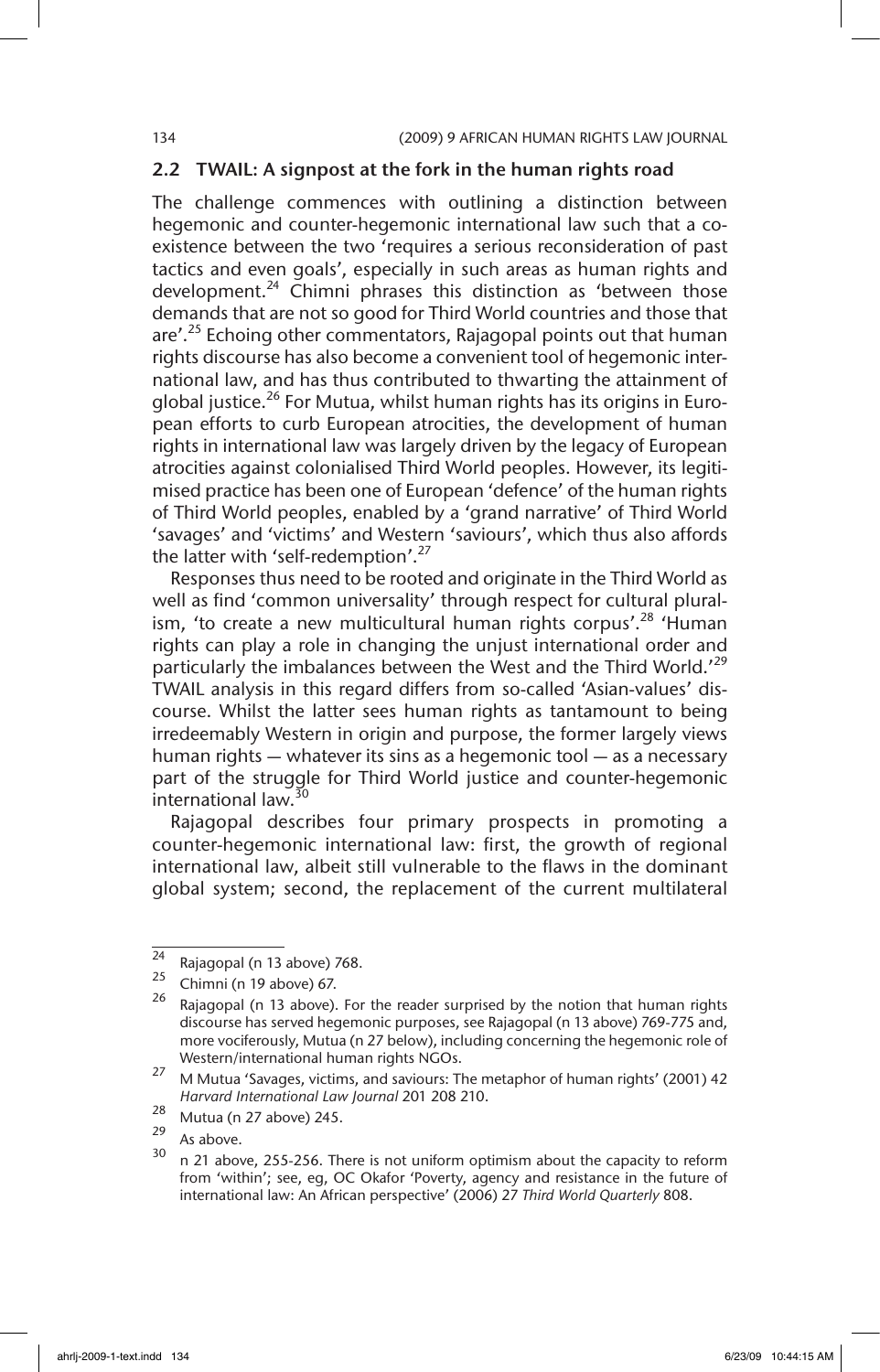## 2.2 TWAIL: A signpost at the fork in the human rights road

The challenge commences with outlining a distinction between hegemonic and counter-hegemonic international law such that a co-existence between the two 'requires a serious reconsideration of past tactics and even goals', especially in such areas as human rights and development.[24] Chimni phrases this distinction as 'between those demands that are not so good for Third World countries and those that are'.[25] Echoing other commentators, Rajagopal points out that human rights discourse has also become a convenient tool of hegemonic international law, and has thus contributed to thwarting the attainment of global justice.[26] For Mutua, whilst human rights has its origins in European efforts to curb European atrocities, the development of human rights in international law was largely driven by the legacy of European atrocities against colonialised Third World peoples. However, its legitimised practice has been one of European 'defence' of the human rights of Third World peoples, enabled by a 'grand narrative' of Third World 'savages' and 'victims' and Western 'saviours', which thus also affords the latter with 'self-redemption'.[27]

Responses thus need to be rooted and originate in the Third World as well as find 'common universality' through respect for cultural pluralism, 'to create a new multicultural human rights corpus'.[28] 'Human rights can play a role in changing the unjust international order and particularly the imbalances between the West and the Third World.'[29] TWAIL analysis in this regard differs from so-called 'Asian-values' discourse. Whilst the latter sees human rights as tantamount to being irredeemably Western in origin and purpose, the former largely views human rights — whatever its sins as a hegemonic tool — as a necessary part of the struggle for Third World justice and counter-hegemonic international law.[30]

Rajagopal describes four primary prospects in promoting a counter-hegemonic international law: first, the growth of regional international law, albeit still vulnerable to the flaws in the dominant global system; second, the replacement of the current multilateral

---

24 Rajagopal (n 13 above) 768.

25 Chimni (n 19 above) 67.

26 Rajagopal (n 13 above). For the reader surprised by the notion that human rights discourse has served hegemonic purposes, see Rajagopal (n 13 above) 769-775 and, more vociferously, Mutua (n 27 below), including concerning the hegemonic role of Western/international human rights NGOs.

27 M Mutua 'Savages, victims, and saviours: The metaphor of human rights' (2001) 42 *Harvard International Law Journal* 201 208 210.

28 Mutua (n 27 above) 245.

29 As above.

30 n 21 above, 255-256. There is not uniform optimism about the capacity to reform from 'within'; see, eg, OC Okafor 'Poverty, agency and resistance in the future of international law: An African perspective' (2006) 27 *Third World Quarterly* 808.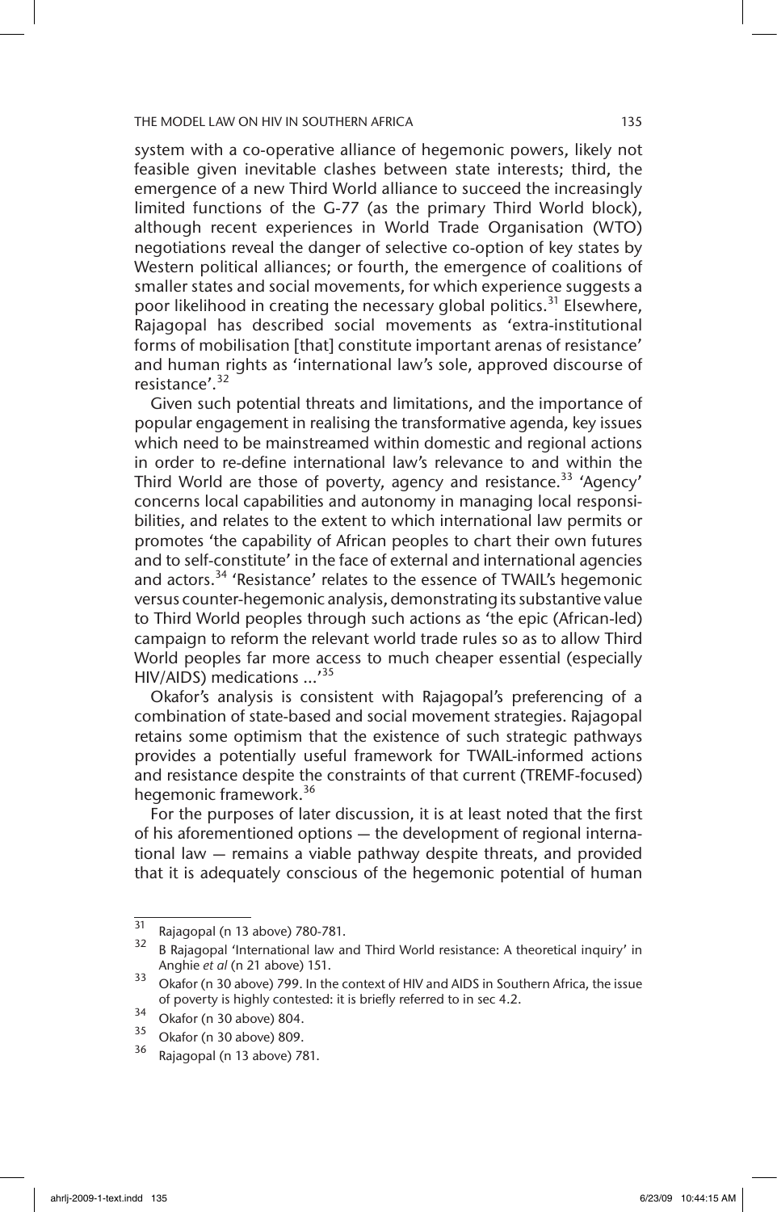system with a co-operative alliance of hegemonic powers, likely not feasible given inevitable clashes between state interests; third, the emergence of a new Third World alliance to succeed the increasingly limited functions of the G-77 (as the primary Third World block), although recent experiences in World Trade Organisation (WTO) negotiations reveal the danger of selective co-option of key states by Western political alliances; or fourth, the emergence of coalitions of smaller states and social movements, for which experience suggests a poor likelihood in creating the necessary global politics.[31] Elsewhere, Rajagopal has described social movements as 'extra-institutional forms of mobilisation [that] constitute important arenas of resistance' and human rights as 'international law's sole, approved discourse of resistance'.[32]

Given such potential threats and limitations, and the importance of popular engagement in realising the transformative agenda, key issues which need to be mainstreamed within domestic and regional actions in order to re-define international law's relevance to and within the Third World are those of poverty, agency and resistance.[33] 'Agency' concerns local capabilities and autonomy in managing local responsibilities, and relates to the extent to which international law permits or promotes 'the capability of African peoples to chart their own futures and to self-constitute' in the face of external and international agencies and actors.[34] 'Resistance' relates to the essence of TWAIL's hegemonic versus counter-hegemonic analysis, demonstrating its substantive value to Third World peoples through such actions as 'the epic (African-led) campaign to reform the relevant world trade rules so as to allow Third World peoples far more access to much cheaper essential (especially HIV/AIDS) medications ...'[35]

Okafor's analysis is consistent with Rajagopal's preferencing of a combination of state-based and social movement strategies. Rajagopal retains some optimism that the existence of such strategic pathways provides a potentially useful framework for TWAIL-informed actions and resistance despite the constraints of that current (TREMF-focused) hegemonic framework.[36]

For the purposes of later discussion, it is at least noted that the first of his aforementioned options — the development of regional international law — remains a viable pathway despite threats, and provided that it is adequately conscious of the hegemonic potential of human

---

31 Rajagopal (n 13 above) 780-781.

32 B Rajagopal 'International law and Third World resistance: A theoretical inquiry' in Anghie *et al* (n 21 above) 151.

33 Okafor (n 30 above) 799. In the context of HIV and AIDS in Southern Africa, the issue of poverty is highly contested: it is briefly referred to in sec 4.2.

34 Okafor (n 30 above) 804.

35 Okafor (n 30 above) 809.

36 Rajagopal (n 13 above) 781.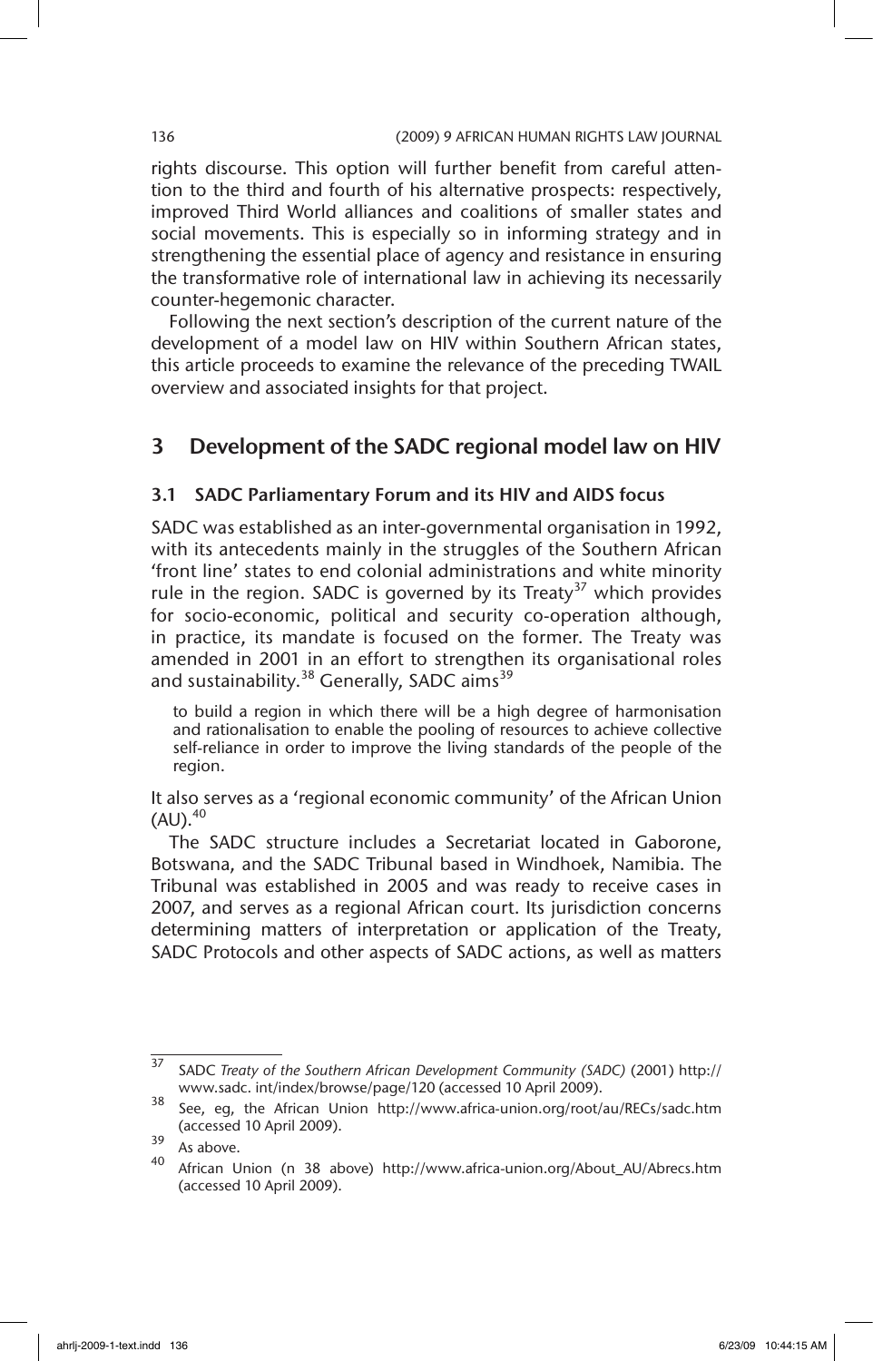rights discourse. This option will further benefit from careful attention to the third and fourth of his alternative prospects: respectively, improved Third World alliances and coalitions of smaller states and social movements. This is especially so in informing strategy and in strengthening the essential place of agency and resistance in ensuring the transformative role of international law in achieving its necessarily counter-hegemonic character.

Following the next section's description of the current nature of the development of a model law on HIV within Southern African states, this article proceeds to examine the relevance of the preceding TWAIL overview and associated insights for that project.

## 3 Development of the SADC regional model law on HIV

### 3.1 SADC Parliamentary Forum and its HIV and AIDS focus

SADC was established as an inter-governmental organisation in 1992, with its antecedents mainly in the struggles of the Southern African 'front line' states to end colonial administrations and white minority rule in the region. SADC is governed by its Treaty[37] which provides for socio-economic, political and security co-operation although, in practice, its mandate is focused on the former. The Treaty was amended in 2001 in an effort to strengthen its organisational roles and sustainability.[38] Generally, SADC aims[39]

> to build a region in which there will be a high degree of harmonisation and rationalisation to enable the pooling of resources to achieve collective self-reliance in order to improve the living standards of the people of the region.

It also serves as a 'regional economic community' of the African Union (AU).[40]

The SADC structure includes a Secretariat located in Gaborone, Botswana, and the SADC Tribunal based in Windhoek, Namibia. The Tribunal was established in 2005 and was ready to receive cases in 2007, and serves as a regional African court. Its jurisdiction concerns determining matters of interpretation or application of the Treaty, SADC Protocols and other aspects of SADC actions, as well as matters

---

[37] SADC *Treaty of the Southern African Development Community (SADC)* (2001) http://www.sadc. int/index/browse/page/120 (accessed 10 April 2009).

[38] See, eg, the African Union http://www.africa-union.org/root/au/RECs/sadc.htm (accessed 10 April 2009).

[39] As above.

[40] African Union (n 38 above) http://www.africa-union.org/About_AU/Abrecs.htm (accessed 10 April 2009).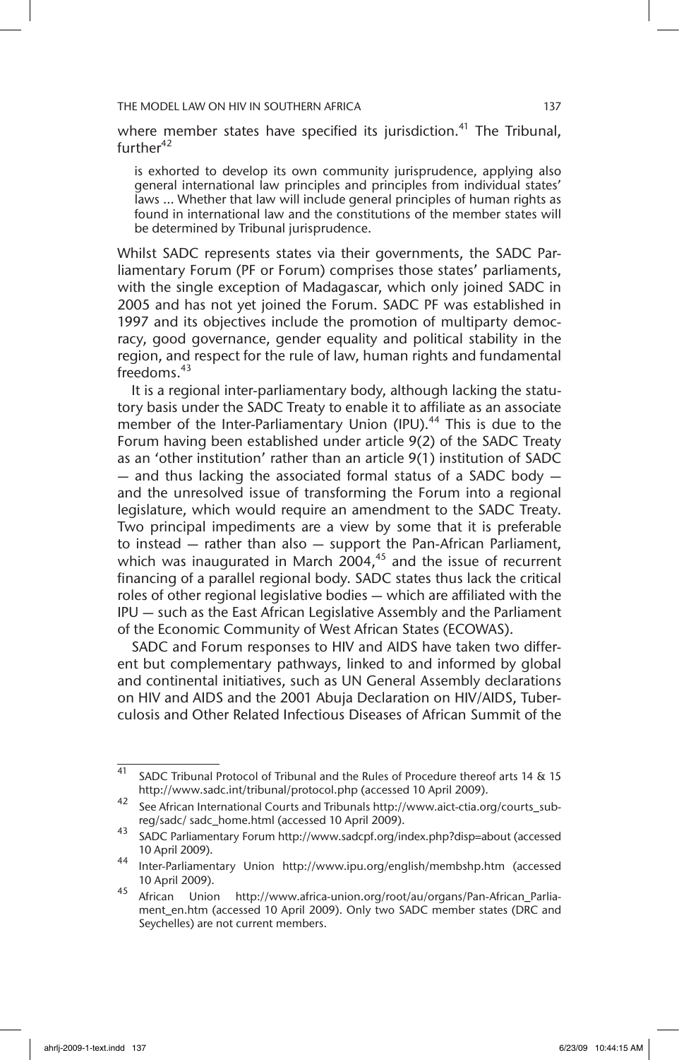where member states have specified its jurisdiction.[41] The Tribunal, further[42]

> is exhorted to develop its own community jurisprudence, applying also general international law principles and principles from individual states' laws ... Whether that law will include general principles of human rights as found in international law and the constitutions of the member states will be determined by Tribunal jurisprudence.

Whilst SADC represents states via their governments, the SADC Parliamentary Forum (PF or Forum) comprises those states' parliaments, with the single exception of Madagascar, which only joined SADC in 2005 and has not yet joined the Forum. SADC PF was established in 1997 and its objectives include the promotion of multiparty democracy, good governance, gender equality and political stability in the region, and respect for the rule of law, human rights and fundamental freedoms.[43]

It is a regional inter-parliamentary body, although lacking the statutory basis under the SADC Treaty to enable it to affiliate as an associate member of the Inter-Parliamentary Union (IPU).[44] This is due to the Forum having been established under article 9(2) of the SADC Treaty as an 'other institution' rather than an article 9(1) institution of SADC — and thus lacking the associated formal status of a SADC body — and the unresolved issue of transforming the Forum into a regional legislature, which would require an amendment to the SADC Treaty. Two principal impediments are a view by some that it is preferable to instead — rather than also — support the Pan-African Parliament, which was inaugurated in March 2004,[45] and the issue of recurrent financing of a parallel regional body. SADC states thus lack the critical roles of other regional legislative bodies — which are affiliated with the IPU — such as the East African Legislative Assembly and the Parliament of the Economic Community of West African States (ECOWAS).

SADC and Forum responses to HIV and AIDS have taken two different but complementary pathways, linked to and informed by global and continental initiatives, such as UN General Assembly declarations on HIV and AIDS and the 2001 Abuja Declaration on HIV/AIDS, Tuberculosis and Other Related Infectious Diseases of African Summit of the

---

41 SADC Tribunal Protocol of Tribunal and the Rules of Procedure thereof arts 14 & 15 http://www.sadc.int/tribunal/protocol.php (accessed 10 April 2009).

42 See African International Courts and Tribunals http://www.aict-ctia.org/courts_subreg/sadc/ sadc_home.html (accessed 10 April 2009).

43 SADC Parliamentary Forum http://www.sadcpf.org/index.php?disp=about (accessed 10 April 2009).

44 Inter-Parliamentary Union http://www.ipu.org/english/membshp.htm (accessed 10 April 2009).

45 African Union http://www.africa-union.org/root/au/organs/Pan-African_Parliament_en.htm (accessed 10 April 2009). Only two SADC member states (DRC and Seychelles) are not current members.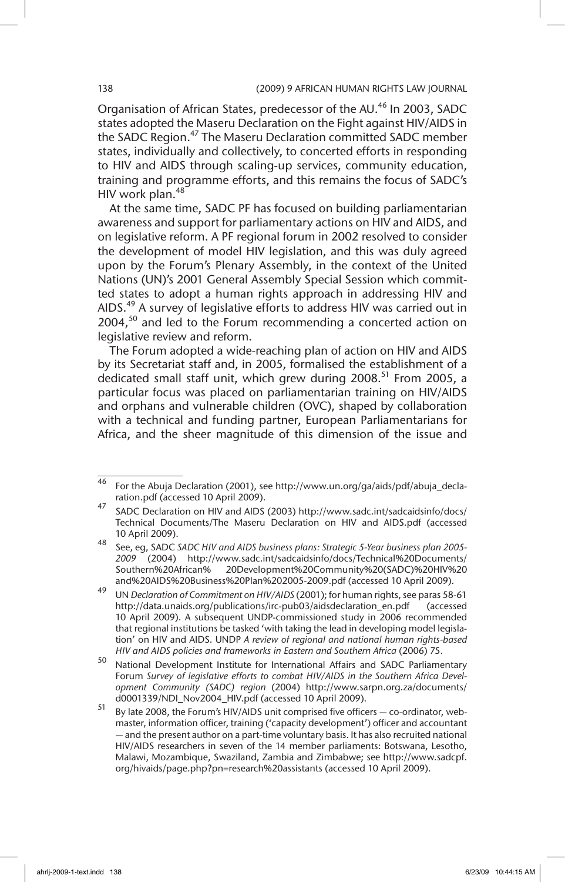Organisation of African States, predecessor of the AU.[46] In 2003, SADC states adopted the Maseru Declaration on the Fight against HIV/AIDS in the SADC Region.[47] The Maseru Declaration committed SADC member states, individually and collectively, to concerted efforts in responding to HIV and AIDS through scaling-up services, community education, training and programme efforts, and this remains the focus of SADC's HIV work plan.[48]

At the same time, SADC PF has focused on building parliamentarian awareness and support for parliamentary actions on HIV and AIDS, and on legislative reform. A PF regional forum in 2002 resolved to consider the development of model HIV legislation, and this was duly agreed upon by the Forum's Plenary Assembly, in the context of the United Nations (UN)'s 2001 General Assembly Special Session which committed states to adopt a human rights approach in addressing HIV and AIDS.[49] A survey of legislative efforts to address HIV was carried out in 2004,[50] and led to the Forum recommending a concerted action on legislative review and reform.

The Forum adopted a wide-reaching plan of action on HIV and AIDS by its Secretariat staff and, in 2005, formalised the establishment of a dedicated small staff unit, which grew during 2008.[51] From 2005, a particular focus was placed on parliamentarian training on HIV/AIDS and orphans and vulnerable children (OVC), shaped by collaboration with a technical and funding partner, European Parliamentarians for Africa, and the sheer magnitude of this dimension of the issue and

---

46 For the Abuja Declaration (2001), see http://www.un.org/ga/aids/pdf/abuja_declaration.pdf (accessed 10 April 2009).

47 SADC Declaration on HIV and AIDS (2003) http://www.sadc.int/sadcaidsinfo/docs/Technical Documents/The Maseru Declaration on HIV and AIDS.pdf (accessed 10 April 2009).

48 See, eg, SADC *SADC HIV and AIDS business plans: Strategic 5-Year business plan 2005-2009* (2004) http://www.sadc.int/sadcaidsinfo/docs/Technical%20Documents/Southern%20African% 20Development%20Community%20(SADC)%20HIV%20and%20AIDS%20Business%20Plan%202005-2009.pdf (accessed 10 April 2009).

49 UN *Declaration of Commitment on HIV/AIDS* (2001); for human rights, see paras 58-61 http://data.unaids.org/publications/irc-pub03/aidsdeclaration_en.pdf (accessed 10 April 2009). A subsequent UNDP-commissioned study in 2006 recommended that regional institutions be tasked 'with taking the lead in developing model legislation' on HIV and AIDS. UNDP *A review of regional and national human rights-based HIV and AIDS policies and frameworks in Eastern and Southern Africa* (2006) 75.

50 National Development Institute for International Affairs and SADC Parliamentary Forum *Survey of legislative efforts to combat HIV/AIDS in the Southern Africa Development Community (SADC) region* (2004) http://www.sarpn.org.za/documents/d0001339/NDI_Nov2004_HIV.pdf (accessed 10 April 2009).

51 By late 2008, the Forum's HIV/AIDS unit comprised five officers — co-ordinator, webmaster, information officer, training ('capacity development') officer and accountant — and the present author on a part-time voluntary basis. It has also recruited national HIV/AIDS researchers in seven of the 14 member parliaments: Botswana, Lesotho, Malawi, Mozambique, Swaziland, Zambia and Zimbabwe; see http://www.sadcpf.org/hivaids/page.php?pn=research%20assistants (accessed 10 April 2009).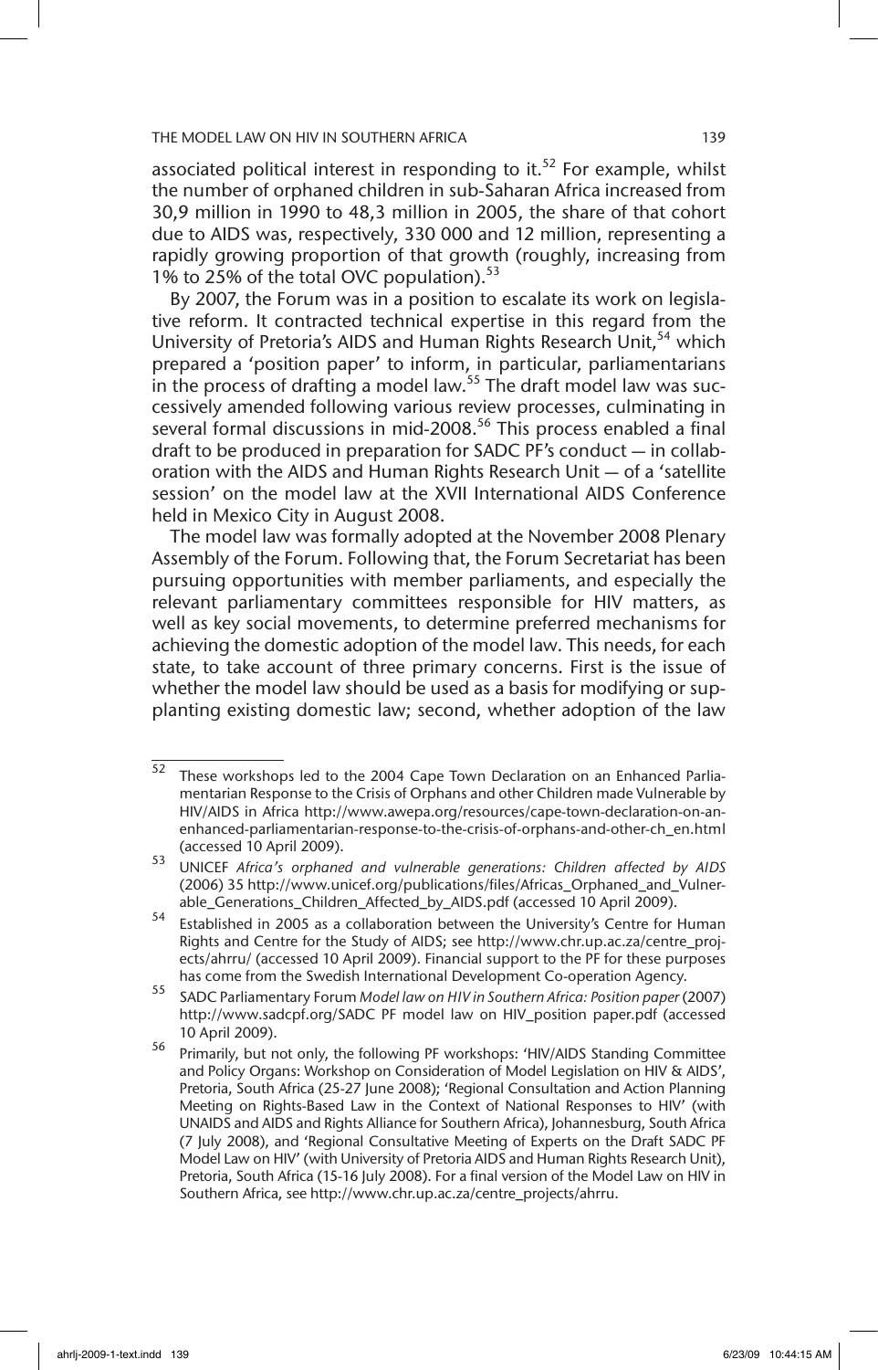associated political interest in responding to it.[52] For example, whilst the number of orphaned children in sub-Saharan Africa increased from 30,9 million in 1990 to 48,3 million in 2005, the share of that cohort due to AIDS was, respectively, 330 000 and 12 million, representing a rapidly growing proportion of that growth (roughly, increasing from 1% to 25% of the total OVC population).[53]

By 2007, the Forum was in a position to escalate its work on legislative reform. It contracted technical expertise in this regard from the University of Pretoria's AIDS and Human Rights Research Unit,[54] which prepared a 'position paper' to inform, in particular, parliamentarians in the process of drafting a model law.[55] The draft model law was successively amended following various review processes, culminating in several formal discussions in mid-2008.[56] This process enabled a final draft to be produced in preparation for SADC PF's conduct — in collaboration with the AIDS and Human Rights Research Unit — of a 'satellite session' on the model law at the XVII International AIDS Conference held in Mexico City in August 2008.

The model law was formally adopted at the November 2008 Plenary Assembly of the Forum. Following that, the Forum Secretariat has been pursuing opportunities with member parliaments, and especially the relevant parliamentary committees responsible for HIV matters, as well as key social movements, to determine preferred mechanisms for achieving the domestic adoption of the model law. This needs, for each state, to take account of three primary concerns. First is the issue of whether the model law should be used as a basis for modifying or supplanting existing domestic law; second, whether adoption of the law

---

52 These workshops led to the 2004 Cape Town Declaration on an Enhanced Parliamentarian Response to the Crisis of Orphans and other Children made Vulnerable by HIV/AIDS in Africa http://www.awepa.org/resources/cape-town-declaration-on-an-enhanced-parliamentarian-response-to-the-crisis-of-orphans-and-other-ch_en.html (accessed 10 April 2009).

53 UNICEF *Africa's orphaned and vulnerable generations: Children affected by AIDS* (2006) 35 http://www.unicef.org/publications/files/Africas_Orphaned_and_Vulnerable_Generations_Children_Affected_by_AIDS.pdf (accessed 10 April 2009).

54 Established in 2005 as a collaboration between the University's Centre for Human Rights and Centre for the Study of AIDS; see http://www.chr.up.ac.za/centre_projects/ahrru/ (accessed 10 April 2009). Financial support to the PF for these purposes has come from the Swedish International Development Co-operation Agency.

55 SADC Parliamentary Forum *Model law on HIV in Southern Africa: Position paper* (2007) http://www.sadcpf.org/SADC PF model law on HIV_position paper.pdf (accessed 10 April 2009).

56 Primarily, but not only, the following PF workshops: 'HIV/AIDS Standing Committee and Policy Organs: Workshop on Consideration of Model Legislation on HIV & AIDS', Pretoria, South Africa (25-27 June 2008); 'Regional Consultation and Action Planning Meeting on Rights-Based Law in the Context of National Responses to HIV' (with UNAIDS and AIDS and Rights Alliance for Southern Africa), Johannesburg, South Africa (7 July 2008), and 'Regional Consultative Meeting of Experts on the Draft SADC PF Model Law on HIV' (with University of Pretoria AIDS and Human Rights Research Unit), Pretoria, South Africa (15-16 July 2008). For a final version of the Model Law on HIV in Southern Africa, see http://www.chr.up.ac.za/centre_projects/ahrru.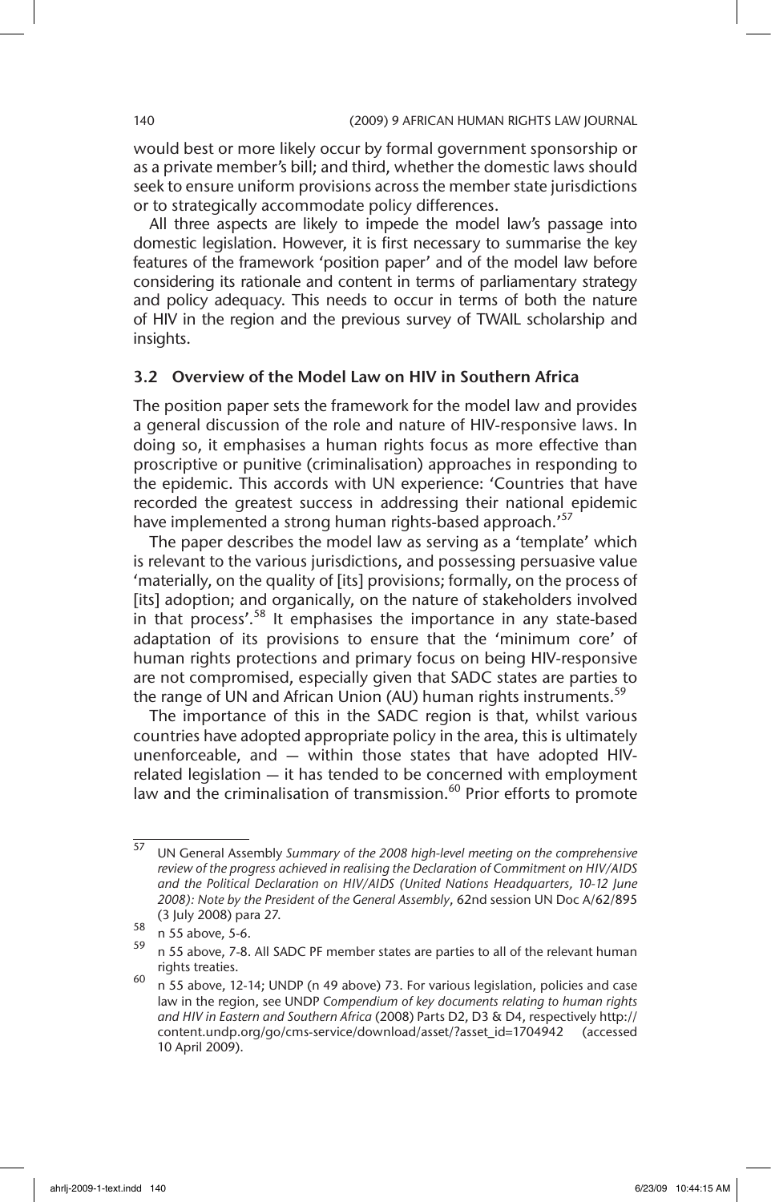would best or more likely occur by formal government sponsorship or as a private member's bill; and third, whether the domestic laws should seek to ensure uniform provisions across the member state jurisdictions or to strategically accommodate policy differences.

All three aspects are likely to impede the model law's passage into domestic legislation. However, it is first necessary to summarise the key features of the framework 'position paper' and of the model law before considering its rationale and content in terms of parliamentary strategy and policy adequacy. This needs to occur in terms of both the nature of HIV in the region and the previous survey of TWAIL scholarship and insights.

### 3.2 Overview of the Model Law on HIV in Southern Africa

The position paper sets the framework for the model law and provides a general discussion of the role and nature of HIV-responsive laws. In doing so, it emphasises a human rights focus as more effective than proscriptive or punitive (criminalisation) approaches in responding to the epidemic. This accords with UN experience: 'Countries that have recorded the greatest success in addressing their national epidemic have implemented a strong human rights-based approach.'[57]

The paper describes the model law as serving as a 'template' which is relevant to the various jurisdictions, and possessing persuasive value 'materially, on the quality of [its] provisions; formally, on the process of [its] adoption; and organically, on the nature of stakeholders involved in that process'.[58] It emphasises the importance in any state-based adaptation of its provisions to ensure that the 'minimum core' of human rights protections and primary focus on being HIV-responsive are not compromised, especially given that SADC states are parties to the range of UN and African Union (AU) human rights instruments.[59]

The importance of this in the SADC region is that, whilst various countries have adopted appropriate policy in the area, this is ultimately unenforceable, and — within those states that have adopted HIV-related legislation — it has tended to be concerned with employment law and the criminalisation of transmission.[60] Prior efforts to promote

---

[57] UN General Assembly *Summary of the 2008 high-level meeting on the comprehensive review of the progress achieved in realising the Declaration of Commitment on HIV/AIDS and the Political Declaration on HIV/AIDS (United Nations Headquarters, 10-12 June 2008): Note by the President of the General Assembly*, 62nd session UN Doc A/62/895 (3 July 2008) para 27.

[58] n 55 above, 5-6.

[59] n 55 above, 7-8. All SADC PF member states are parties to all of the relevant human rights treaties.

[60] n 55 above, 12-14; UNDP (n 49 above) 73. For various legislation, policies and case law in the region, see UNDP *Compendium of key documents relating to human rights and HIV in Eastern and Southern Africa* (2008) Parts D2, D3 & D4, respectively http://content.undp.org/go/cms-service/download/asset/?asset_id=1704942 (accessed 10 April 2009).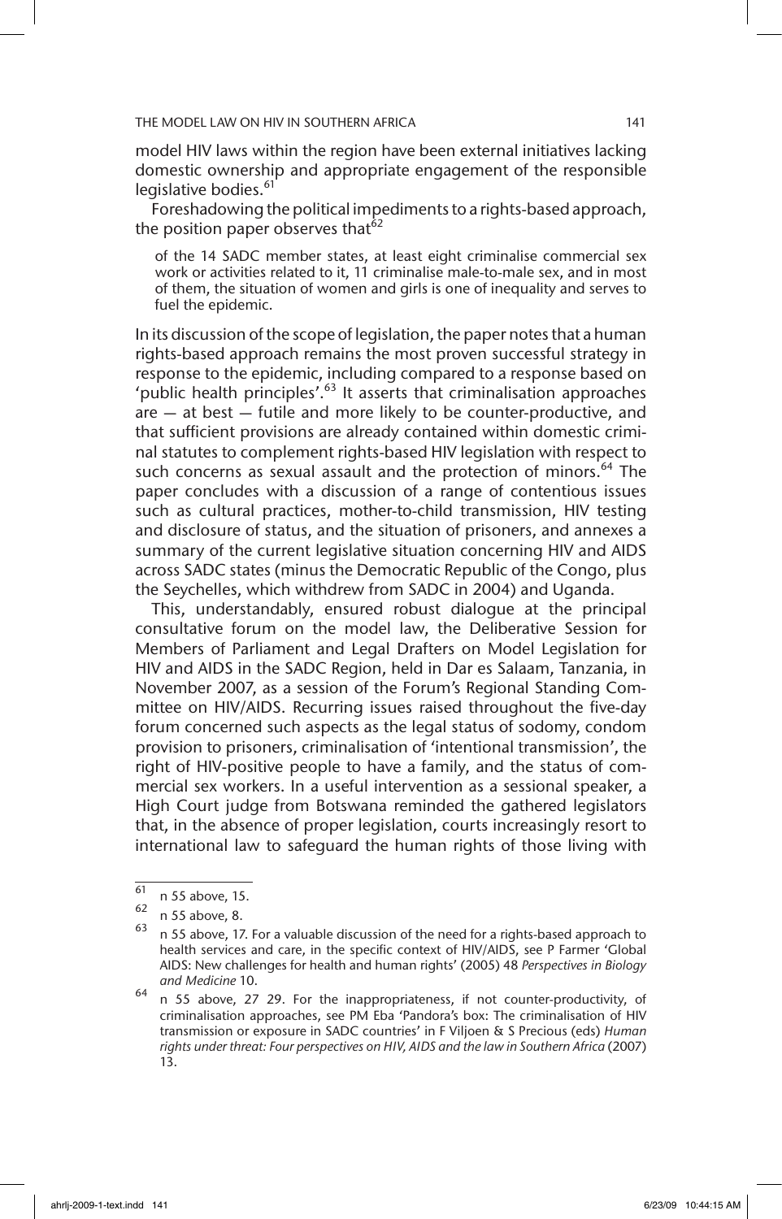model HIV laws within the region have been external initiatives lacking domestic ownership and appropriate engagement of the responsible legislative bodies.[61]

Foreshadowing the political impediments to a rights-based approach, the position paper observes that[62]

> of the 14 SADC member states, at least eight criminalise commercial sex work or activities related to it, 11 criminalise male-to-male sex, and in most of them, the situation of women and girls is one of inequality and serves to fuel the epidemic.

In its discussion of the scope of legislation, the paper notes that a human rights-based approach remains the most proven successful strategy in response to the epidemic, including compared to a response based on 'public health principles'.[63] It asserts that criminalisation approaches are — at best — futile and more likely to be counter-productive, and that sufficient provisions are already contained within domestic criminal statutes to complement rights-based HIV legislation with respect to such concerns as sexual assault and the protection of minors.[64] The paper concludes with a discussion of a range of contentious issues such as cultural practices, mother-to-child transmission, HIV testing and disclosure of status, and the situation of prisoners, and annexes a summary of the current legislative situation concerning HIV and AIDS across SADC states (minus the Democratic Republic of the Congo, plus the Seychelles, which withdrew from SADC in 2004) and Uganda.

This, understandably, ensured robust dialogue at the principal consultative forum on the model law, the Deliberative Session for Members of Parliament and Legal Drafters on Model Legislation for HIV and AIDS in the SADC Region, held in Dar es Salaam, Tanzania, in November 2007, as a session of the Forum's Regional Standing Committee on HIV/AIDS. Recurring issues raised throughout the five-day forum concerned such aspects as the legal status of sodomy, condom provision to prisoners, criminalisation of 'intentional transmission', the right of HIV-positive people to have a family, and the status of commercial sex workers. In a useful intervention as a sessional speaker, a High Court judge from Botswana reminded the gathered legislators that, in the absence of proper legislation, courts increasingly resort to international law to safeguard the human rights of those living with

---

[61] n 55 above, 15.

[62] n 55 above, 8.

[63] n 55 above, 17. For a valuable discussion of the need for a rights-based approach to health services and care, in the specific context of HIV/AIDS, see P Farmer 'Global AIDS: New challenges for health and human rights' (2005) 48 *Perspectives in Biology and Medicine* 10.

[64] n 55 above, 27 29. For the inappropriateness, if not counter-productivity, of criminalisation approaches, see PM Eba 'Pandora's box: The criminalisation of HIV transmission or exposure in SADC countries' in F Viljoen & S Precious (eds) *Human rights under threat: Four perspectives on HIV, AIDS and the law in Southern Africa* (2007) 13.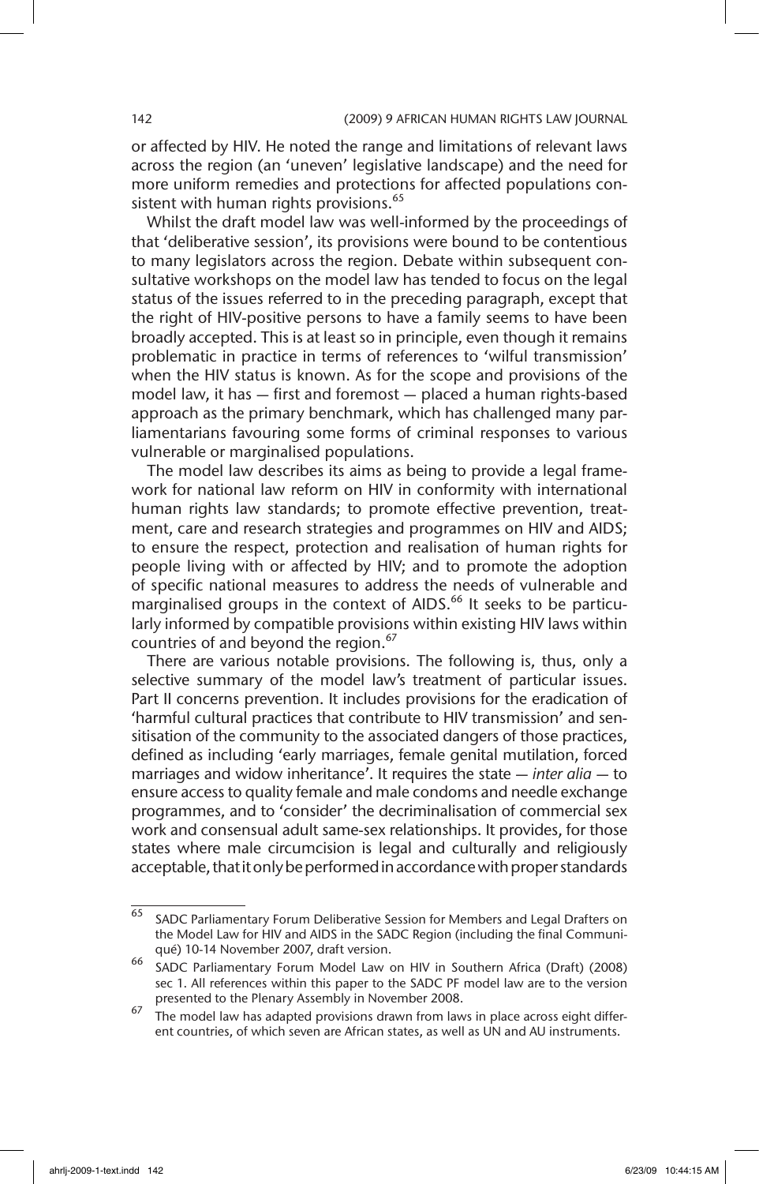or affected by HIV. He noted the range and limitations of relevant laws across the region (an 'uneven' legislative landscape) and the need for more uniform remedies and protections for affected populations consistent with human rights provisions.[65]

Whilst the draft model law was well-informed by the proceedings of that 'deliberative session', its provisions were bound to be contentious to many legislators across the region. Debate within subsequent consultative workshops on the model law has tended to focus on the legal status of the issues referred to in the preceding paragraph, except that the right of HIV-positive persons to have a family seems to have been broadly accepted. This is at least so in principle, even though it remains problematic in practice in terms of references to 'wilful transmission' when the HIV status is known. As for the scope and provisions of the model law, it has — first and foremost — placed a human rights-based approach as the primary benchmark, which has challenged many parliamentarians favouring some forms of criminal responses to various vulnerable or marginalised populations.

The model law describes its aims as being to provide a legal framework for national law reform on HIV in conformity with international human rights law standards; to promote effective prevention, treatment, care and research strategies and programmes on HIV and AIDS; to ensure the respect, protection and realisation of human rights for people living with or affected by HIV; and to promote the adoption of specific national measures to address the needs of vulnerable and marginalised groups in the context of AIDS.[66] It seeks to be particularly informed by compatible provisions within existing HIV laws within countries of and beyond the region.[67]

There are various notable provisions. The following is, thus, only a selective summary of the model law's treatment of particular issues. Part II concerns prevention. It includes provisions for the eradication of 'harmful cultural practices that contribute to HIV transmission' and sensitisation of the community to the associated dangers of those practices, defined as including 'early marriages, female genital mutilation, forced marriages and widow inheritance'. It requires the state — *inter alia* — to ensure access to quality female and male condoms and needle exchange programmes, and to 'consider' the decriminalisation of commercial sex work and consensual adult same-sex relationships. It provides, for those states where male circumcision is legal and culturally and religiously acceptable, that it only be performed in accordance with proper standards

---

[65] SADC Parliamentary Forum Deliberative Session for Members and Legal Drafters on the Model Law for HIV and AIDS in the SADC Region (including the final Communiqué) 10-14 November 2007, draft version.

[66] SADC Parliamentary Forum Model Law on HIV in Southern Africa (Draft) (2008) sec 1. All references within this paper to the SADC PF model law are to the version presented to the Plenary Assembly in November 2008.

[67] The model law has adapted provisions drawn from laws in place across eight different countries, of which seven are African states, as well as UN and AU instruments.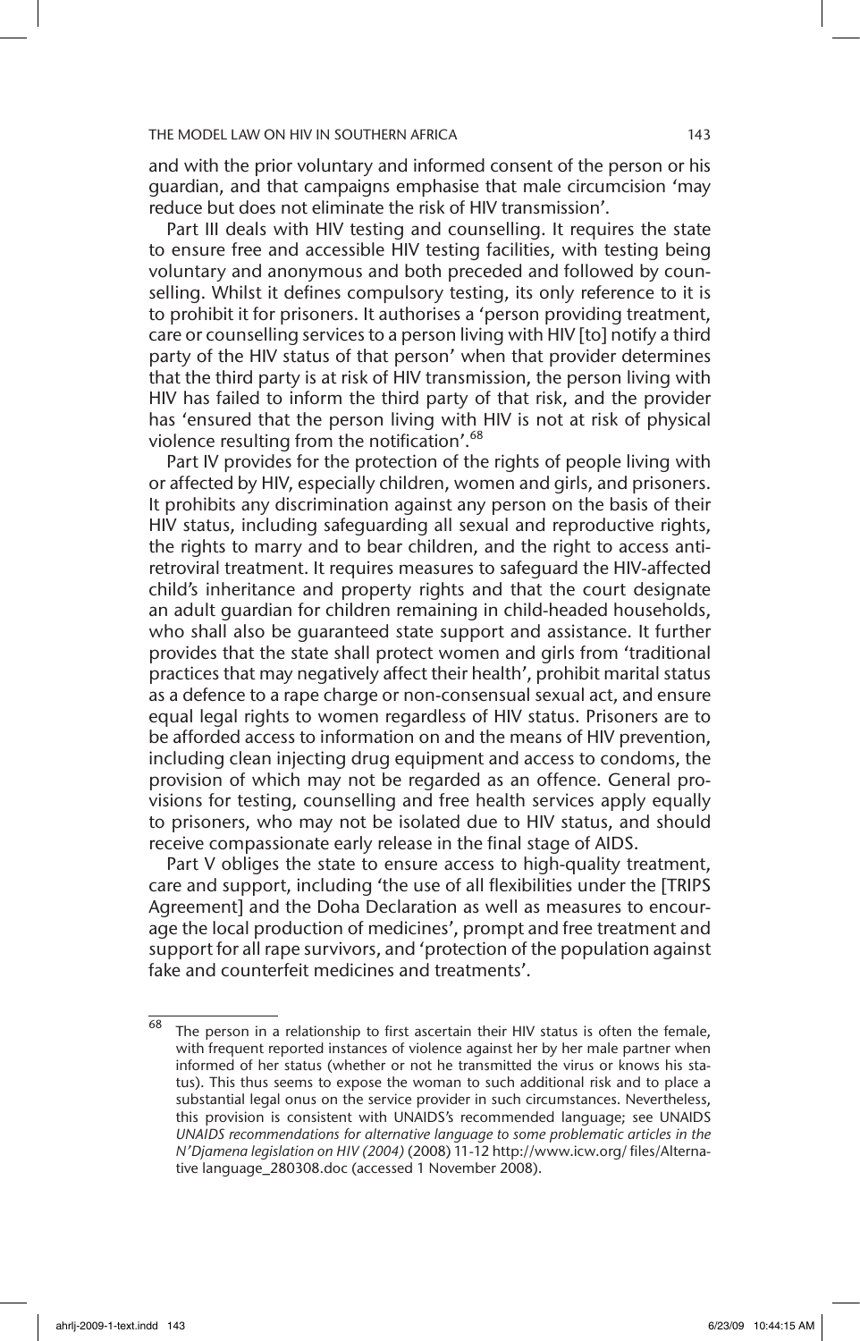and with the prior voluntary and informed consent of the person or his guardian, and that campaigns emphasise that male circumcision 'may reduce but does not eliminate the risk of HIV transmission'.

Part III deals with HIV testing and counselling. It requires the state to ensure free and accessible HIV testing facilities, with testing being voluntary and anonymous and both preceded and followed by counselling. Whilst it defines compulsory testing, its only reference to it is to prohibit it for prisoners. It authorises a 'person providing treatment, care or counselling services to a person living with HIV [to] notify a third party of the HIV status of that person' when that provider determines that the third party is at risk of HIV transmission, the person living with HIV has failed to inform the third party of that risk, and the provider has 'ensured that the person living with HIV is not at risk of physical violence resulting from the notification'.[68]

Part IV provides for the protection of the rights of people living with or affected by HIV, especially children, women and girls, and prisoners. It prohibits any discrimination against any person on the basis of their HIV status, including safeguarding all sexual and reproductive rights, the rights to marry and to bear children, and the right to access antiretroviral treatment. It requires measures to safeguard the HIV-affected child's inheritance and property rights and that the court designate an adult guardian for children remaining in child-headed households, who shall also be guaranteed state support and assistance. It further provides that the state shall protect women and girls from 'traditional practices that may negatively affect their health', prohibit marital status as a defence to a rape charge or non-consensual sexual act, and ensure equal legal rights to women regardless of HIV status. Prisoners are to be afforded access to information on and the means of HIV prevention, including clean injecting drug equipment and access to condoms, the provision of which may not be regarded as an offence. General provisions for testing, counselling and free health services apply equally to prisoners, who may not be isolated due to HIV status, and should receive compassionate early release in the final stage of AIDS.

Part V obliges the state to ensure access to high-quality treatment, care and support, including 'the use of all flexibilities under the [TRIPS Agreement] and the Doha Declaration as well as measures to encourage the local production of medicines', prompt and free treatment and support for all rape survivors, and 'protection of the population against fake and counterfeit medicines and treatments'.

---

[68] The person in a relationship to first ascertain their HIV status is often the female, with frequent reported instances of violence against her by her male partner when informed of her status (whether or not he transmitted the virus or knows his status). This thus seems to expose the woman to such additional risk and to place a substantial legal onus on the service provider in such circumstances. Nevertheless, this provision is consistent with UNAIDS's recommended language; see UNAIDS *UNAIDS recommendations for alternative language to some problematic articles in the N'Djamena legislation on HIV (2004)* (2008) 11-12 http://www.icw.org/ files/Alternative language_280308.doc (accessed 1 November 2008).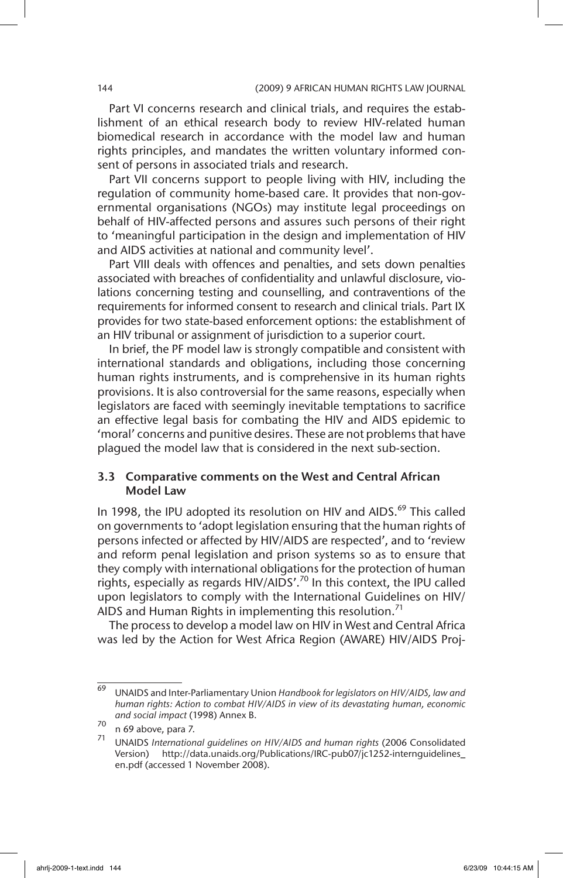Part VI concerns research and clinical trials, and requires the establishment of an ethical research body to review HIV-related human biomedical research in accordance with the model law and human rights principles, and mandates the written voluntary informed consent of persons in associated trials and research.

Part VII concerns support to people living with HIV, including the regulation of community home-based care. It provides that non-governmental organisations (NGOs) may institute legal proceedings on behalf of HIV-affected persons and assures such persons of their right to 'meaningful participation in the design and implementation of HIV and AIDS activities at national and community level'.

Part VIII deals with offences and penalties, and sets down penalties associated with breaches of confidentiality and unlawful disclosure, violations concerning testing and counselling, and contraventions of the requirements for informed consent to research and clinical trials. Part IX provides for two state-based enforcement options: the establishment of an HIV tribunal or assignment of jurisdiction to a superior court.

In brief, the PF model law is strongly compatible and consistent with international standards and obligations, including those concerning human rights instruments, and is comprehensive in its human rights provisions. It is also controversial for the same reasons, especially when legislators are faced with seemingly inevitable temptations to sacrifice an effective legal basis for combating the HIV and AIDS epidemic to 'moral' concerns and punitive desires. These are not problems that have plagued the model law that is considered in the next sub-section.

### 3.3 Comparative comments on the West and Central African Model Law

In 1998, the IPU adopted its resolution on HIV and AIDS.[69] This called on governments to 'adopt legislation ensuring that the human rights of persons infected or affected by HIV/AIDS are respected', and to 'review and reform penal legislation and prison systems so as to ensure that they comply with international obligations for the protection of human rights, especially as regards HIV/AIDS'.[70] In this context, the IPU called upon legislators to comply with the International Guidelines on HIV/AIDS and Human Rights in implementing this resolution.[71]

The process to develop a model law on HIV in West and Central Africa was led by the Action for West Africa Region (AWARE) HIV/AIDS Proj-

---

69 UNAIDS and Inter-Parliamentary Union *Handbook for legislators on HIV/AIDS, law and human rights: Action to combat HIV/AIDS in view of its devastating human, economic and social impact* (1998) Annex B.

70 n 69 above, para 7.

71 UNAIDS *International guidelines on HIV/AIDS and human rights* (2006 Consolidated Version) http://data.unaids.org/Publications/IRC-pub07/jc1252-internguidelines_en.pdf (accessed 1 November 2008).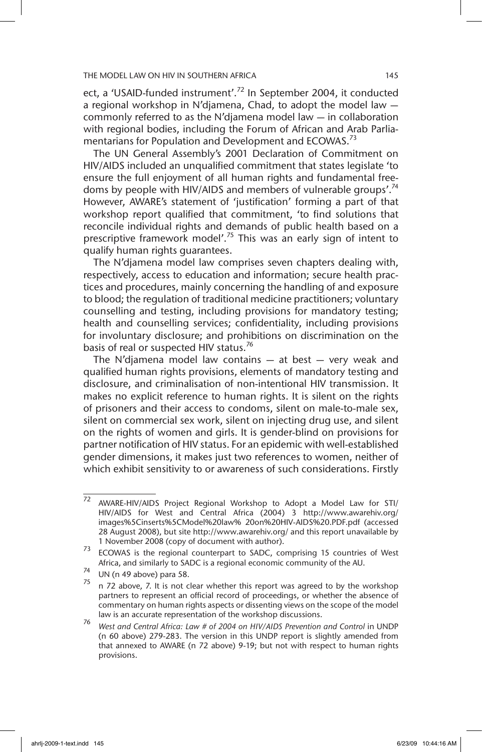ect, a 'USAID-funded instrument'.[72] In September 2004, it conducted a regional workshop in N'djamena, Chad, to adopt the model law — commonly referred to as the N'djamena model law — in collaboration with regional bodies, including the Forum of African and Arab Parliamentarians for Population and Development and ECOWAS.[73]

The UN General Assembly's 2001 Declaration of Commitment on HIV/AIDS included an unqualified commitment that states legislate 'to ensure the full enjoyment of all human rights and fundamental freedoms by people with HIV/AIDS and members of vulnerable groups'.[74] However, AWARE's statement of 'justification' forming a part of that workshop report qualified that commitment, 'to find solutions that reconcile individual rights and demands of public health based on a prescriptive framework model'.[75] This was an early sign of intent to qualify human rights guarantees.

The N'djamena model law comprises seven chapters dealing with, respectively, access to education and information; secure health practices and procedures, mainly concerning the handling of and exposure to blood; the regulation of traditional medicine practitioners; voluntary counselling and testing, including provisions for mandatory testing; health and counselling services; confidentiality, including provisions for involuntary disclosure; and prohibitions on discrimination on the basis of real or suspected HIV status.[76]

The N'djamena model law contains — at best — very weak and qualified human rights provisions, elements of mandatory testing and disclosure, and criminalisation of non-intentional HIV transmission. It makes no explicit reference to human rights. It is silent on the rights of prisoners and their access to condoms, silent on male-to-male sex, silent on commercial sex work, silent on injecting drug use, and silent on the rights of women and girls. It is gender-blind on provisions for partner notification of HIV status. For an epidemic with well-established gender dimensions, it makes just two references to women, neither of which exhibit sensitivity to or awareness of such considerations. Firstly

---

72 AWARE-HIV/AIDS Project Regional Workshop to Adopt a Model Law for STI/HIV/AIDS for West and Central Africa (2004) 3 http://www.awarehiv.org/images%5Cinserts%5CModel%20law% 20on%20HIV-AIDS%20.PDF.pdf (accessed 28 August 2008), but site http://www.awarehiv.org/ and this report unavailable by 1 November 2008 (copy of document with author).

73 ECOWAS is the regional counterpart to SADC, comprising 15 countries of West Africa, and similarly to SADC is a regional economic community of the AU.

74 UN (n 49 above) para 58.

75 n 72 above, 7. It is not clear whether this report was agreed to by the workshop partners to represent an official record of proceedings, or whether the absence of commentary on human rights aspects or dissenting views on the scope of the model law is an accurate representation of the workshop discussions.

76 *West and Central Africa: Law # of 2004 on HIV/AIDS Prevention and Control* in UNDP (n 60 above) 279-283. The version in this UNDP report is slightly amended from that annexed to AWARE (n 72 above) 9-19; but not with respect to human rights provisions.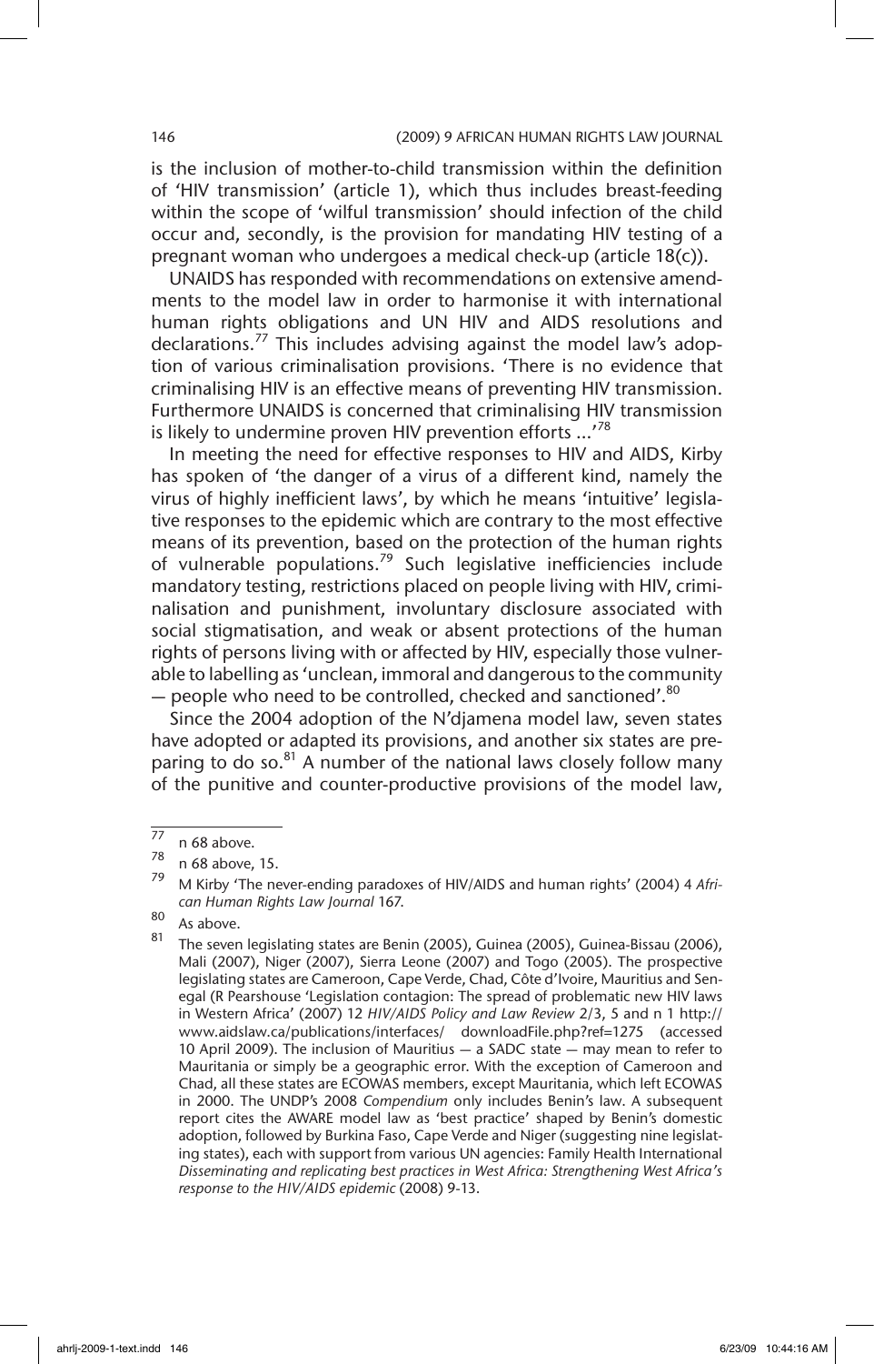is the inclusion of mother-to-child transmission within the definition of 'HIV transmission' (article 1), which thus includes breast-feeding within the scope of 'wilful transmission' should infection of the child occur and, secondly, is the provision for mandating HIV testing of a pregnant woman who undergoes a medical check-up (article 18(c)).

UNAIDS has responded with recommendations on extensive amendments to the model law in order to harmonise it with international human rights obligations and UN HIV and AIDS resolutions and declarations.[77] This includes advising against the model law's adoption of various criminalisation provisions. 'There is no evidence that criminalising HIV is an effective means of preventing HIV transmission. Furthermore UNAIDS is concerned that criminalising HIV transmission is likely to undermine proven HIV prevention efforts ...'[78]

In meeting the need for effective responses to HIV and AIDS, Kirby has spoken of 'the danger of a virus of a different kind, namely the virus of highly inefficient laws', by which he means 'intuitive' legislative responses to the epidemic which are contrary to the most effective means of its prevention, based on the protection of the human rights of vulnerable populations.[79] Such legislative inefficiencies include mandatory testing, restrictions placed on people living with HIV, criminalisation and punishment, involuntary disclosure associated with social stigmatisation, and weak or absent protections of the human rights of persons living with or affected by HIV, especially those vulnerable to labelling as 'unclean, immoral and dangerous to the community — people who need to be controlled, checked and sanctioned'.[80]

Since the 2004 adoption of the N'djamena model law, seven states have adopted or adapted its provisions, and another six states are preparing to do so.[81] A number of the national laws closely follow many of the punitive and counter-productive provisions of the model law,

---

77 n 68 above.

78 n 68 above, 15.

79 M Kirby 'The never-ending paradoxes of HIV/AIDS and human rights' (2004) 4 *African Human Rights Law Journal* 167.

80 As above.

81 The seven legislating states are Benin (2005), Guinea (2005), Guinea-Bissau (2006), Mali (2007), Niger (2007), Sierra Leone (2007) and Togo (2005). The prospective legislating states are Cameroon, Cape Verde, Chad, Côte d'Ivoire, Mauritius and Senegal (R Pearshouse 'Legislation contagion: The spread of problematic new HIV laws in Western Africa' (2007) 12 *HIV/AIDS Policy and Law Review* 2/3, 5 and n 1 http://www.aidslaw.ca/publications/interfaces/ downloadFile.php?ref=1275 (accessed 10 April 2009). The inclusion of Mauritius — a SADC state — may mean to refer to Mauritania or simply be a geographic error. With the exception of Cameroon and Chad, all these states are ECOWAS members, except Mauritania, which left ECOWAS in 2000. The UNDP's 2008 *Compendium* only includes Benin's law. A subsequent report cites the AWARE model law as 'best practice' shaped by Benin's domestic adoption, followed by Burkina Faso, Cape Verde and Niger (suggesting nine legislating states), each with support from various UN agencies: Family Health International *Disseminating and replicating best practices in West Africa: Strengthening West Africa's response to the HIV/AIDS epidemic* (2008) 9-13.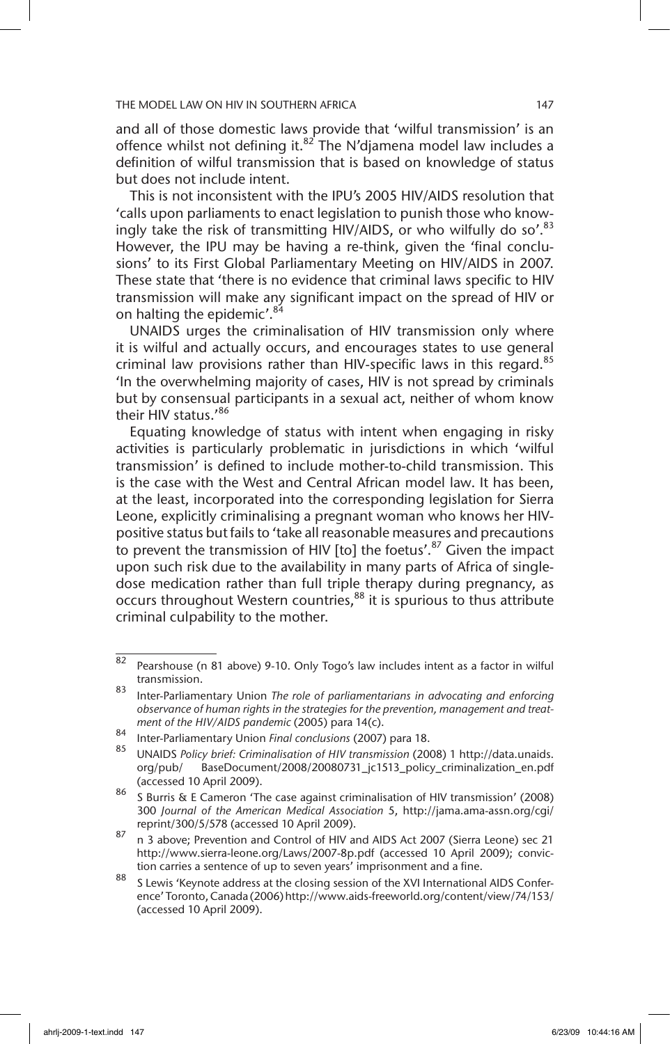and all of those domestic laws provide that 'wilful transmission' is an offence whilst not defining it.[82] The N'djamena model law includes a definition of wilful transmission that is based on knowledge of status but does not include intent.

This is not inconsistent with the IPU's 2005 HIV/AIDS resolution that 'calls upon parliaments to enact legislation to punish those who knowingly take the risk of transmitting HIV/AIDS, or who wilfully do so'.[83] However, the IPU may be having a re-think, given the 'final conclusions' to its First Global Parliamentary Meeting on HIV/AIDS in 2007. These state that 'there is no evidence that criminal laws specific to HIV transmission will make any significant impact on the spread of HIV or on halting the epidemic'.[84]

UNAIDS urges the criminalisation of HIV transmission only where it is wilful and actually occurs, and encourages states to use general criminal law provisions rather than HIV-specific laws in this regard.[85] 'In the overwhelming majority of cases, HIV is not spread by criminals but by consensual participants in a sexual act, neither of whom know their HIV status.'[86]

Equating knowledge of status with intent when engaging in risky activities is particularly problematic in jurisdictions in which 'wilful transmission' is defined to include mother-to-child transmission. This is the case with the West and Central African model law. It has been, at the least, incorporated into the corresponding legislation for Sierra Leone, explicitly criminalising a pregnant woman who knows her HIV-positive status but fails to 'take all reasonable measures and precautions to prevent the transmission of HIV [to] the foetus'.[87] Given the impact upon such risk due to the availability in many parts of Africa of single-dose medication rather than full triple therapy during pregnancy, as occurs throughout Western countries,[88] it is spurious to thus attribute criminal culpability to the mother.

---

[82] Pearshouse (n 81 above) 9-10. Only Togo's law includes intent as a factor in wilful transmission.

[83] Inter-Parliamentary Union *The role of parliamentarians in advocating and enforcing observance of human rights in the strategies for the prevention, management and treatment of the HIV/AIDS pandemic* (2005) para 14(c).

[84] Inter-Parliamentary Union *Final conclusions* (2007) para 18.

[85] UNAIDS *Policy brief: Criminalisation of HIV transmission* (2008) 1 http://data.unaids.org/pub/ BaseDocument/2008/20080731_jc1513_policy_criminalization_en.pdf (accessed 10 April 2009).

[86] S Burris & E Cameron 'The case against criminalisation of HIV transmission' (2008) 300 *Journal of the American Medical Association* 5, http://jama.ama-assn.org/cgi/reprint/300/5/578 (accessed 10 April 2009).

[87] n 3 above; Prevention and Control of HIV and AIDS Act 2007 (Sierra Leone) sec 21 http://www.sierra-leone.org/Laws/2007-8p.pdf (accessed 10 April 2009); conviction carries a sentence of up to seven years' imprisonment and a fine.

[88] S Lewis 'Keynote address at the closing session of the XVI International AIDS Conference' Toronto, Canada (2006) http://www.aids-freeworld.org/content/view/74/153/ (accessed 10 April 2009).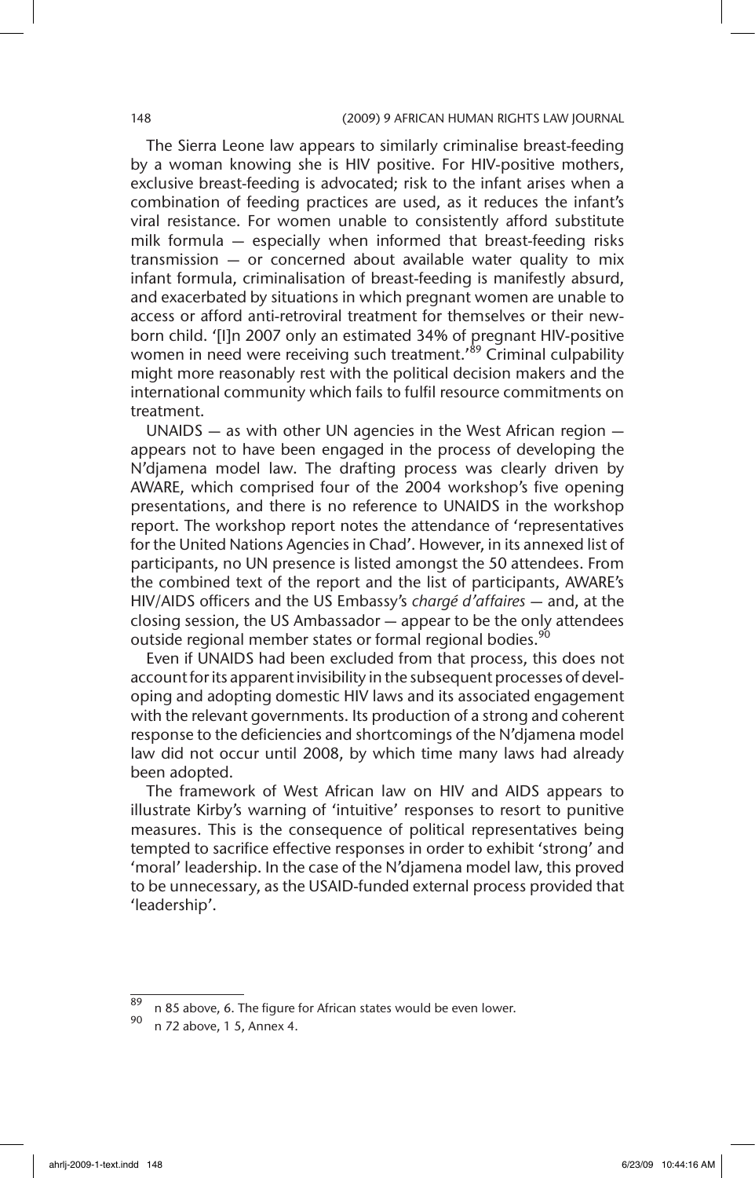The Sierra Leone law appears to similarly criminalise breast-feeding by a woman knowing she is HIV positive. For HIV-positive mothers, exclusive breast-feeding is advocated; risk to the infant arises when a combination of feeding practices are used, as it reduces the infant's viral resistance. For women unable to consistently afford substitute milk formula — especially when informed that breast-feeding risks transmission — or concerned about available water quality to mix infant formula, criminalisation of breast-feeding is manifestly absurd, and exacerbated by situations in which pregnant women are unable to access or afford anti-retroviral treatment for themselves or their newborn child. '[I]n 2007 only an estimated 34% of pregnant HIV-positive women in need were receiving such treatment.'[89] Criminal culpability might more reasonably rest with the political decision makers and the international community which fails to fulfil resource commitments on treatment.

UNAIDS — as with other UN agencies in the West African region — appears not to have been engaged in the process of developing the N'djamena model law. The drafting process was clearly driven by AWARE, which comprised four of the 2004 workshop's five opening presentations, and there is no reference to UNAIDS in the workshop report. The workshop report notes the attendance of 'representatives for the United Nations Agencies in Chad'. However, in its annexed list of participants, no UN presence is listed amongst the 50 attendees. From the combined text of the report and the list of participants, AWARE's HIV/AIDS officers and the US Embassy's *chargé d'affaires* — and, at the closing session, the US Ambassador — appear to be the only attendees outside regional member states or formal regional bodies.[90]

Even if UNAIDS had been excluded from that process, this does not account for its apparent invisibility in the subsequent processes of developing and adopting domestic HIV laws and its associated engagement with the relevant governments. Its production of a strong and coherent response to the deficiencies and shortcomings of the N'djamena model law did not occur until 2008, by which time many laws had already been adopted.

The framework of West African law on HIV and AIDS appears to illustrate Kirby's warning of 'intuitive' responses to resort to punitive measures. This is the consequence of political representatives being tempted to sacrifice effective responses in order to exhibit 'strong' and 'moral' leadership. In the case of the N'djamena model law, this proved to be unnecessary, as the USAID-funded external process provided that 'leadership'.

---

89 n 85 above, 6. The figure for African states would be even lower.

90 n 72 above, 1 5, Annex 4.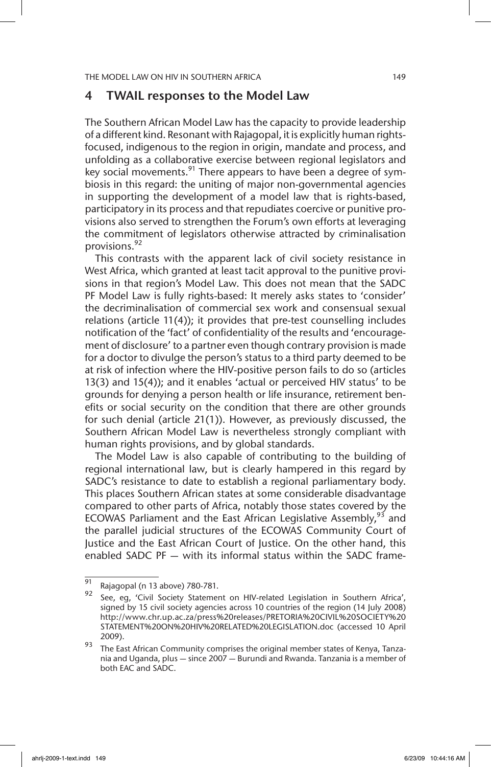## 4 TWAIL responses to the Model Law

The Southern African Model Law has the capacity to provide leadership of a different kind. Resonant with Rajagopal, it is explicitly human rights-focused, indigenous to the region in origin, mandate and process, and unfolding as a collaborative exercise between regional legislators and key social movements.[91] There appears to have been a degree of symbiosis in this regard: the uniting of major non-governmental agencies in supporting the development of a model law that is rights-based, participatory in its process and that repudiates coercive or punitive provisions also served to strengthen the Forum's own efforts at leveraging the commitment of legislators otherwise attracted by criminalisation provisions.[92]

This contrasts with the apparent lack of civil society resistance in West Africa, which granted at least tacit approval to the punitive provisions in that region's Model Law. This does not mean that the SADC PF Model Law is fully rights-based: It merely asks states to 'consider' the decriminalisation of commercial sex work and consensual sexual relations (article 11(4)); it provides that pre-test counselling includes notification of the 'fact' of confidentiality of the results and 'encouragement of disclosure' to a partner even though contrary provision is made for a doctor to divulge the person's status to a third party deemed to be at risk of infection where the HIV-positive person fails to do so (articles 13(3) and 15(4)); and it enables 'actual or perceived HIV status' to be grounds for denying a person health or life insurance, retirement benefits or social security on the condition that there are other grounds for such denial (article 21(1)). However, as previously discussed, the Southern African Model Law is nevertheless strongly compliant with human rights provisions, and by global standards.

The Model Law is also capable of contributing to the building of regional international law, but is clearly hampered in this regard by SADC's resistance to date to establish a regional parliamentary body. This places Southern African states at some considerable disadvantage compared to other parts of Africa, notably those states covered by the ECOWAS Parliament and the East African Legislative Assembly,[93] and the parallel judicial structures of the ECOWAS Community Court of Justice and the East African Court of Justice. On the other hand, this enabled SADC PF — with its informal status within the SADC frame-

---

[91] Rajagopal (n 13 above) 780-781.

[92] See, eg, 'Civil Society Statement on HIV-related Legislation in Southern Africa', signed by 15 civil society agencies across 10 countries of the region (14 July 2008) http://www.chr.up.ac.za/press%20releases/PRETORIA%20CIVIL%20SOCIETY%20STATEMENT%20ON%20HIV%20RELATED%20LEGISLATION.doc (accessed 10 April 2009).

[93] The East African Community comprises the original member states of Kenya, Tanzania and Uganda, plus — since 2007 — Burundi and Rwanda. Tanzania is a member of both EAC and SADC.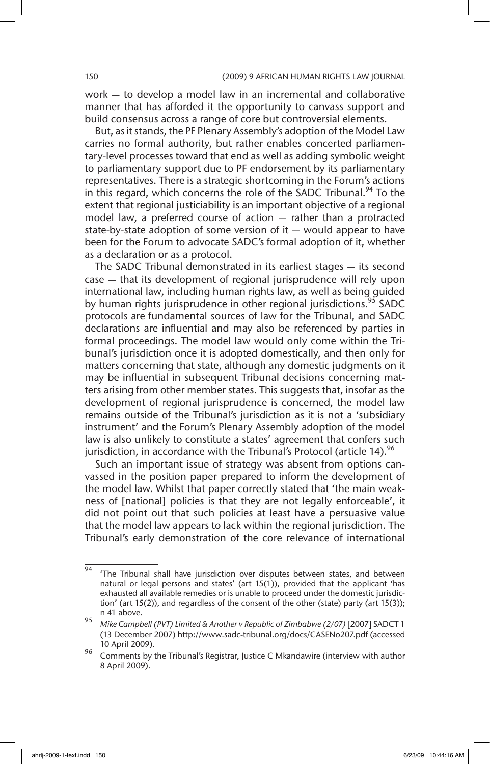work — to develop a model law in an incremental and collaborative manner that has afforded it the opportunity to canvass support and build consensus across a range of core but controversial elements.

But, as it stands, the PF Plenary Assembly's adoption of the Model Law carries no formal authority, but rather enables concerted parliamentary-level processes toward that end as well as adding symbolic weight to parliamentary support due to PF endorsement by its parliamentary representatives. There is a strategic shortcoming in the Forum's actions in this regard, which concerns the role of the SADC Tribunal.[94] To the extent that regional justiciability is an important objective of a regional model law, a preferred course of action — rather than a protracted state-by-state adoption of some version of it — would appear to have been for the Forum to advocate SADC's formal adoption of it, whether as a declaration or as a protocol.

The SADC Tribunal demonstrated in its earliest stages — its second case — that its development of regional jurisprudence will rely upon international law, including human rights law, as well as being guided by human rights jurisprudence in other regional jurisdictions.[95] SADC protocols are fundamental sources of law for the Tribunal, and SADC declarations are influential and may also be referenced by parties in formal proceedings. The model law would only come within the Tribunal's jurisdiction once it is adopted domestically, and then only for matters concerning that state, although any domestic judgments on it may be influential in subsequent Tribunal decisions concerning matters arising from other member states. This suggests that, insofar as the development of regional jurisprudence is concerned, the model law remains outside of the Tribunal's jurisdiction as it is not a 'subsidiary instrument' and the Forum's Plenary Assembly adoption of the model law is also unlikely to constitute a states' agreement that confers such jurisdiction, in accordance with the Tribunal's Protocol (article 14).[96]

Such an important issue of strategy was absent from options canvassed in the position paper prepared to inform the development of the model law. Whilst that paper correctly stated that 'the main weakness of [national] policies is that they are not legally enforceable', it did not point out that such policies at least have a persuasive value that the model law appears to lack within the regional jurisdiction. The Tribunal's early demonstration of the core relevance of international

---

[94] 'The Tribunal shall have jurisdiction over disputes between states, and between natural or legal persons and states' (art 15(1)), provided that the applicant 'has exhausted all available remedies or is unable to proceed under the domestic jurisdiction' (art 15(2)), and regardless of the consent of the other (state) party (art 15(3)); n 41 above.

[95] *Mike Campbell (PVT) Limited & Another v Republic of Zimbabwe (2/07)* [2007] SADCT 1 (13 December 2007) http://www.sadc-tribunal.org/docs/CASENo207.pdf (accessed 10 April 2009).

[96] Comments by the Tribunal's Registrar, Justice C Mkandawire (interview with author 8 April 2009).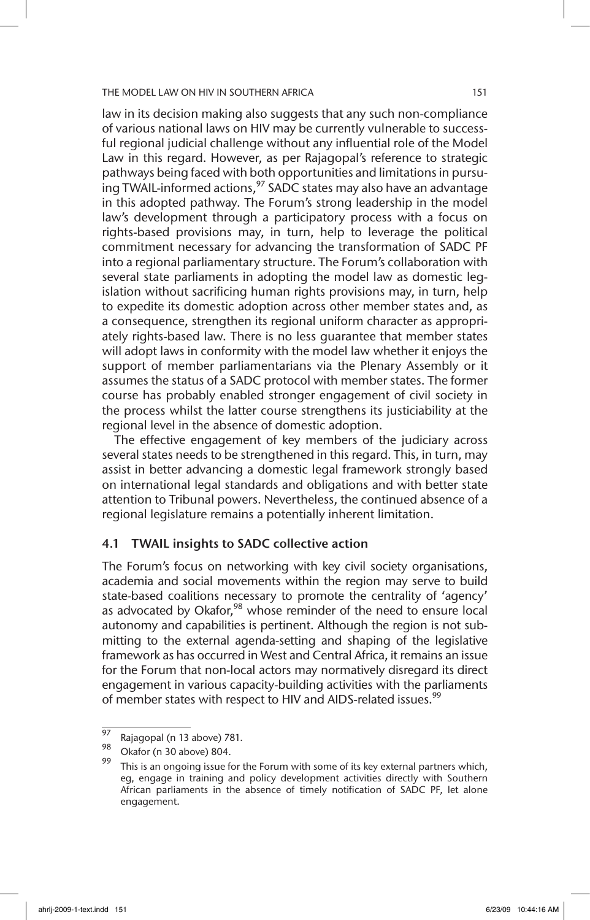law in its decision making also suggests that any such non-compliance of various national laws on HIV may be currently vulnerable to successful regional judicial challenge without any influential role of the Model Law in this regard. However, as per Rajagopal's reference to strategic pathways being faced with both opportunities and limitations in pursuing TWAIL-informed actions,[97] SADC states may also have an advantage in this adopted pathway. The Forum's strong leadership in the model law's development through a participatory process with a focus on rights-based provisions may, in turn, help to leverage the political commitment necessary for advancing the transformation of SADC PF into a regional parliamentary structure. The Forum's collaboration with several state parliaments in adopting the model law as domestic legislation without sacrificing human rights provisions may, in turn, help to expedite its domestic adoption across other member states and, as a consequence, strengthen its regional uniform character as appropriately rights-based law. There is no less guarantee that member states will adopt laws in conformity with the model law whether it enjoys the support of member parliamentarians via the Plenary Assembly or it assumes the status of a SADC protocol with member states. The former course has probably enabled stronger engagement of civil society in the process whilst the latter course strengthens its justiciability at the regional level in the absence of domestic adoption.

The effective engagement of key members of the judiciary across several states needs to be strengthened in this regard. This, in turn, may assist in better advancing a domestic legal framework strongly based on international legal standards and obligations and with better state attention to Tribunal powers. Nevertheless, the continued absence of a regional legislature remains a potentially inherent limitation.

### 4.1 TWAIL insights to SADC collective action

The Forum's focus on networking with key civil society organisations, academia and social movements within the region may serve to build state-based coalitions necessary to promote the centrality of 'agency' as advocated by Okafor,[98] whose reminder of the need to ensure local autonomy and capabilities is pertinent. Although the region is not submitting to the external agenda-setting and shaping of the legislative framework as has occurred in West and Central Africa, it remains an issue for the Forum that non-local actors may normatively disregard its direct engagement in various capacity-building activities with the parliaments of member states with respect to HIV and AIDS-related issues.[99]

---

[97] Rajagopal (n 13 above) 781.

[98] Okafor (n 30 above) 804.

[99] This is an ongoing issue for the Forum with some of its key external partners which, eg, engage in training and policy development activities directly with Southern African parliaments in the absence of timely notification of SADC PF, let alone engagement.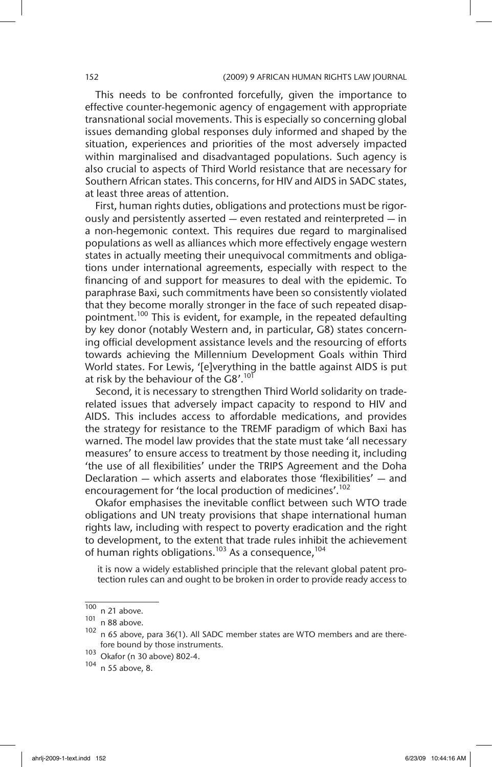This needs to be confronted forcefully, given the importance to effective counter-hegemonic agency of engagement with appropriate transnational social movements. This is especially so concerning global issues demanding global responses duly informed and shaped by the situation, experiences and priorities of the most adversely impacted within marginalised and disadvantaged populations. Such agency is also crucial to aspects of Third World resistance that are necessary for Southern African states. This concerns, for HIV and AIDS in SADC states, at least three areas of attention.

First, human rights duties, obligations and protections must be rigorously and persistently asserted — even restated and reinterpreted — in a non-hegemonic context. This requires due regard to marginalised populations as well as alliances which more effectively engage western states in actually meeting their unequivocal commitments and obligations under international agreements, especially with respect to the financing of and support for measures to deal with the epidemic. To paraphrase Baxi, such commitments have been so consistently violated that they become morally stronger in the face of such repeated disappointment.[100] This is evident, for example, in the repeated defaulting by key donor (notably Western and, in particular, G8) states concerning official development assistance levels and the resourcing of efforts towards achieving the Millennium Development Goals within Third World states. For Lewis, '[e]verything in the battle against AIDS is put at risk by the behaviour of the G8'.[101]

Second, it is necessary to strengthen Third World solidarity on trade-related issues that adversely impact capacity to respond to HIV and AIDS. This includes access to affordable medications, and provides the strategy for resistance to the TREMF paradigm of which Baxi has warned. The model law provides that the state must take 'all necessary measures' to ensure access to treatment by those needing it, including 'the use of all flexibilities' under the TRIPS Agreement and the Doha Declaration — which asserts and elaborates those 'flexibilities' — and encouragement for 'the local production of medicines'.[102]

Okafor emphasises the inevitable conflict between such WTO trade obligations and UN treaty provisions that shape international human rights law, including with respect to poverty eradication and the right to development, to the extent that trade rules inhibit the achievement of human rights obligations.[103] As a consequence,[104]

> it is now a widely established principle that the relevant global patent protection rules can and ought to be broken in order to provide ready access to

---

[100] n 21 above.

[101] n 88 above.

[102] n 65 above, para 36(1). All SADC member states are WTO members and are therefore bound by those instruments.

[103] Okafor (n 30 above) 802-4.

[104] n 55 above, 8.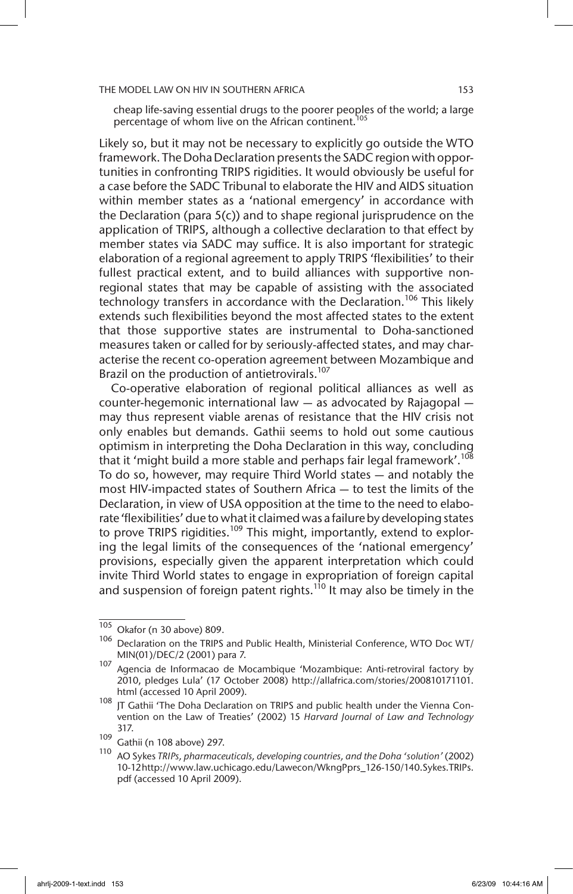cheap life-saving essential drugs to the poorer peoples of the world; a large percentage of whom live on the African continent.[105]

Likely so, but it may not be necessary to explicitly go outside the WTO framework. The Doha Declaration presents the SADC region with opportunities in confronting TRIPS rigidities. It would obviously be useful for a case before the SADC Tribunal to elaborate the HIV and AIDS situation within member states as a 'national emergency' in accordance with the Declaration (para 5(c)) and to shape regional jurisprudence on the application of TRIPS, although a collective declaration to that effect by member states via SADC may suffice. It is also important for strategic elaboration of a regional agreement to apply TRIPS 'flexibilities' to their fullest practical extent, and to build alliances with supportive non-regional states that may be capable of assisting with the associated technology transfers in accordance with the Declaration.[106] This likely extends such flexibilities beyond the most affected states to the extent that those supportive states are instrumental to Doha-sanctioned measures taken or called for by seriously-affected states, and may characterise the recent co-operation agreement between Mozambique and Brazil on the production of antietrovirals.[107]

Co-operative elaboration of regional political alliances as well as counter-hegemonic international law — as advocated by Rajagopal — may thus represent viable arenas of resistance that the HIV crisis not only enables but demands. Gathii seems to hold out some cautious optimism in interpreting the Doha Declaration in this way, concluding that it 'might build a more stable and perhaps fair legal framework'.[108] To do so, however, may require Third World states — and notably the most HIV-impacted states of Southern Africa — to test the limits of the Declaration, in view of USA opposition at the time to the need to elaborate 'flexibilities' due to what it claimed was a failure by developing states to prove TRIPS rigidities.[109] This might, importantly, extend to exploring the legal limits of the consequences of the 'national emergency' provisions, especially given the apparent interpretation which could invite Third World states to engage in expropriation of foreign capital and suspension of foreign patent rights.[110] It may also be timely in the

---

[105] Okafor (n 30 above) 809.

[106] Declaration on the TRIPS and Public Health, Ministerial Conference, WTO Doc WT/MIN(01)/DEC/2 (2001) para 7.

[107] Agencia de Informacao de Mocambique 'Mozambique: Anti-retroviral factory by 2010, pledges Lula' (17 October 2008) http://allafrica.com/stories/200810171101.html (accessed 10 April 2009).

[108] JT Gathii 'The Doha Declaration on TRIPS and public health under the Vienna Convention on the Law of Treaties' (2002) 15 *Harvard Journal of Law and Technology* 317.

[109] Gathii (n 108 above) 297.

[110] AO Sykes *TRIPs, pharmaceuticals, developing countries, and the Doha 'solution'* (2002) 10-12 http://www.law.uchicago.edu/Lawecon/WkngPprs_126-150/140.Sykes.TRIPs.pdf (accessed 10 April 2009).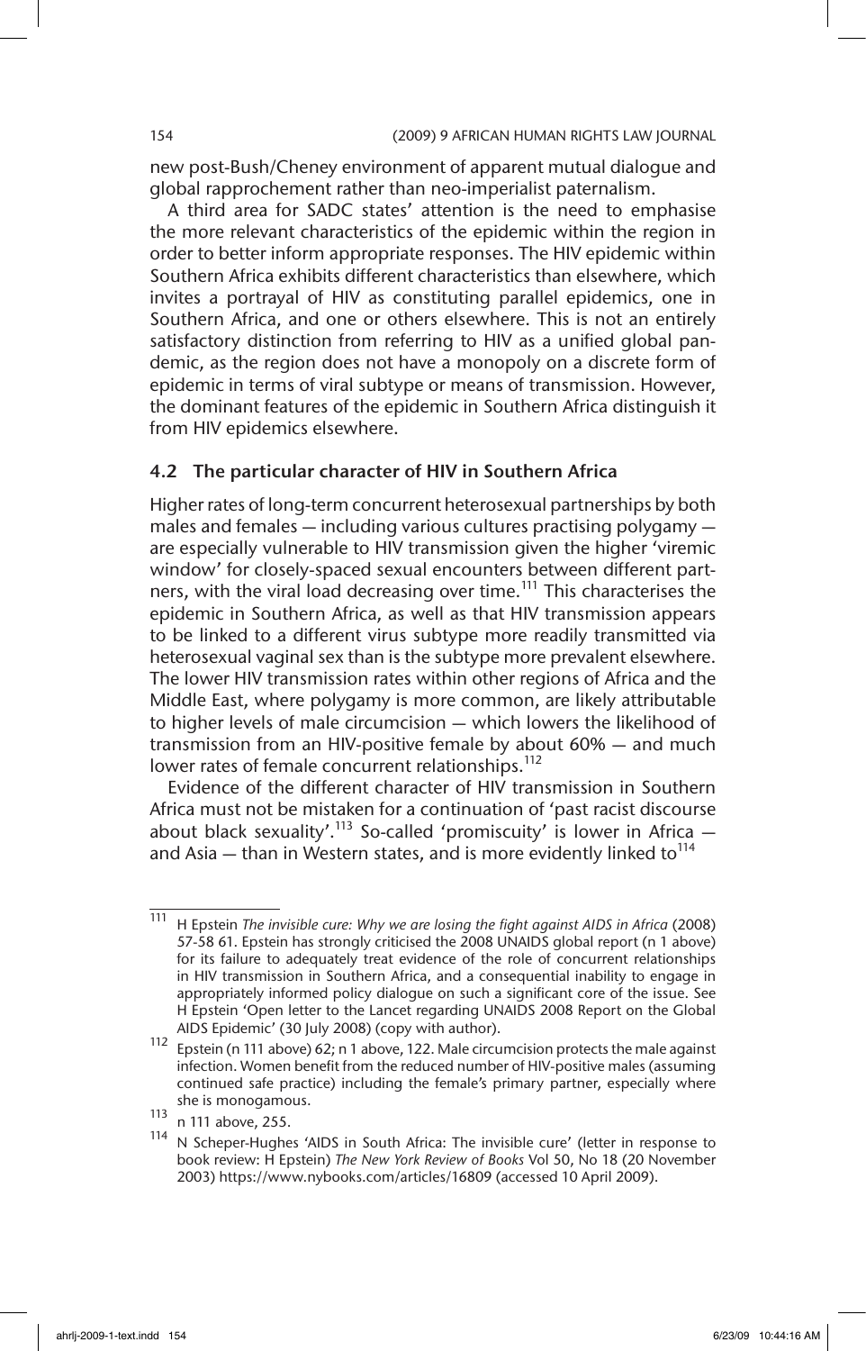new post-Bush/Cheney environment of apparent mutual dialogue and global rapprochement rather than neo-imperialist paternalism.

A third area for SADC states' attention is the need to emphasise the more relevant characteristics of the epidemic within the region in order to better inform appropriate responses. The HIV epidemic within Southern Africa exhibits different characteristics than elsewhere, which invites a portrayal of HIV as constituting parallel epidemics, one in Southern Africa, and one or others elsewhere. This is not an entirely satisfactory distinction from referring to HIV as a unified global pandemic, as the region does not have a monopoly on a discrete form of epidemic in terms of viral subtype or means of transmission. However, the dominant features of the epidemic in Southern Africa distinguish it from HIV epidemics elsewhere.

### 4.2 The particular character of HIV in Southern Africa

Higher rates of long-term concurrent heterosexual partnerships by both males and females — including various cultures practising polygamy — are especially vulnerable to HIV transmission given the higher 'viremic window' for closely-spaced sexual encounters between different partners, with the viral load decreasing over time.[111] This characterises the epidemic in Southern Africa, as well as that HIV transmission appears to be linked to a different virus subtype more readily transmitted via heterosexual vaginal sex than is the subtype more prevalent elsewhere. The lower HIV transmission rates within other regions of Africa and the Middle East, where polygamy is more common, are likely attributable to higher levels of male circumcision — which lowers the likelihood of transmission from an HIV-positive female by about 60% — and much lower rates of female concurrent relationships.[112]

Evidence of the different character of HIV transmission in Southern Africa must not be mistaken for a continuation of 'past racist discourse about black sexuality'.[113] So-called 'promiscuity' is lower in Africa — and Asia — than in Western states, and is more evidently linked to[114]

---

[111] H Epstein *The invisible cure: Why we are losing the fight against AIDS in Africa* (2008) 57-58 61. Epstein has strongly criticised the 2008 UNAIDS global report (n 1 above) for its failure to adequately treat evidence of the role of concurrent relationships in HIV transmission in Southern Africa, and a consequential inability to engage in appropriately informed policy dialogue on such a significant core of the issue. See H Epstein 'Open letter to the Lancet regarding UNAIDS 2008 Report on the Global AIDS Epidemic' (30 July 2008) (copy with author).

[112] Epstein (n 111 above) 62; n 1 above, 122. Male circumcision protects the male against infection. Women benefit from the reduced number of HIV-positive males (assuming continued safe practice) including the female's primary partner, especially where she is monogamous.

[113] n 111 above, 255.

[114] N Scheper-Hughes 'AIDS in South Africa: The invisible cure' (letter in response to book review: H Epstein) *The New York Review of Books* Vol 50, No 18 (20 November 2003) https://www.nybooks.com/articles/16809 (accessed 10 April 2009).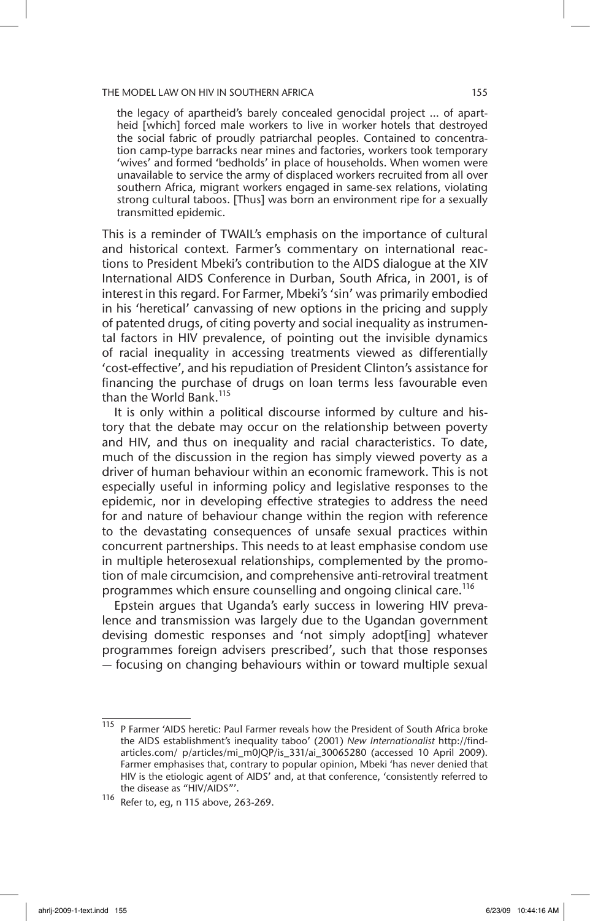> the legacy of apartheid's barely concealed genocidal project ... of apartheid [which] forced male workers to live in worker hotels that destroyed the social fabric of proudly patriarchal peoples. Contained to concentration camp-type barracks near mines and factories, workers took temporary 'wives' and formed 'bedholds' in place of households. When women were unavailable to service the army of displaced workers recruited from all over southern Africa, migrant workers engaged in same-sex relations, violating strong cultural taboos. [Thus] was born an environment ripe for a sexually transmitted epidemic.

This is a reminder of TWAIL's emphasis on the importance of cultural and historical context. Farmer's commentary on international reactions to President Mbeki's contribution to the AIDS dialogue at the XIV International AIDS Conference in Durban, South Africa, in 2001, is of interest in this regard. For Farmer, Mbeki's 'sin' was primarily embodied in his 'heretical' canvassing of new options in the pricing and supply of patented drugs, of citing poverty and social inequality as instrumental factors in HIV prevalence, of pointing out the invisible dynamics of racial inequality in accessing treatments viewed as differentially 'cost-effective', and his repudiation of President Clinton's assistance for financing the purchase of drugs on loan terms less favourable even than the World Bank.[115]

It is only within a political discourse informed by culture and history that the debate may occur on the relationship between poverty and HIV, and thus on inequality and racial characteristics. To date, much of the discussion in the region has simply viewed poverty as a driver of human behaviour within an economic framework. This is not especially useful in informing policy and legislative responses to the epidemic, nor in developing effective strategies to address the need for and nature of behaviour change within the region with reference to the devastating consequences of unsafe sexual practices within concurrent partnerships. This needs to at least emphasise condom use in multiple heterosexual relationships, complemented by the promotion of male circumcision, and comprehensive anti-retroviral treatment programmes which ensure counselling and ongoing clinical care.[116]

Epstein argues that Uganda's early success in lowering HIV prevalence and transmission was largely due to the Ugandan government devising domestic responses and 'not simply adopt[ing] whatever programmes foreign advisers prescribed', such that those responses — focusing on changing behaviours within or toward multiple sexual

---

[115] P Farmer 'AIDS heretic: Paul Farmer reveals how the President of South Africa broke the AIDS establishment's inequality taboo' (2001) *New Internationalist* http://findarticles.com/ p/articles/mi_m0JQP/is_331/ai_30065280 (accessed 10 April 2009). Farmer emphasises that, contrary to popular opinion, Mbeki 'has never denied that HIV is the etiologic agent of AIDS' and, at that conference, 'consistently referred to the disease as "HIV/AIDS"'.

[116] Refer to, eg, n 115 above, 263-269.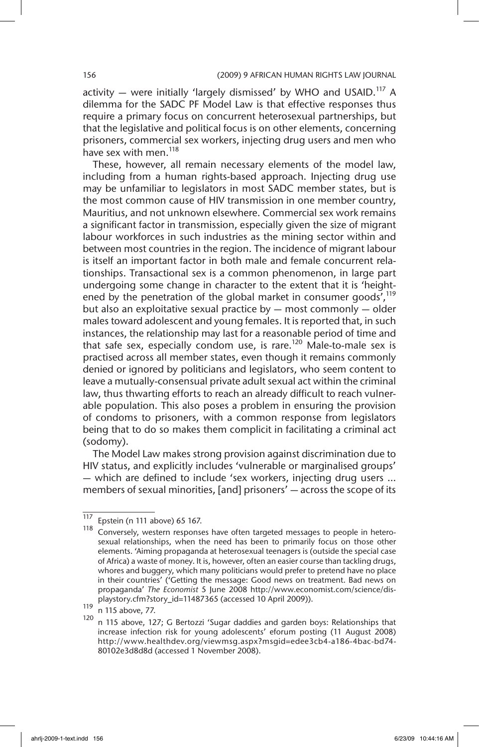activity — were initially 'largely dismissed' by WHO and USAID.[117] A dilemma for the SADC PF Model Law is that effective responses thus require a primary focus on concurrent heterosexual partnerships, but that the legislative and political focus is on other elements, concerning prisoners, commercial sex workers, injecting drug users and men who have sex with men.[118]

These, however, all remain necessary elements of the model law, including from a human rights-based approach. Injecting drug use may be unfamiliar to legislators in most SADC member states, but is the most common cause of HIV transmission in one member country, Mauritius, and not unknown elsewhere. Commercial sex work remains a significant factor in transmission, especially given the size of migrant labour workforces in such industries as the mining sector within and between most countries in the region. The incidence of migrant labour is itself an important factor in both male and female concurrent relationships. Transactional sex is a common phenomenon, in large part undergoing some change in character to the extent that it is 'heightened by the penetration of the global market in consumer goods',[119] but also an exploitative sexual practice by — most commonly — older males toward adolescent and young females. It is reported that, in such instances, the relationship may last for a reasonable period of time and that safe sex, especially condom use, is rare.[120] Male-to-male sex is practised across all member states, even though it remains commonly denied or ignored by politicians and legislators, who seem content to leave a mutually-consensual private adult sexual act within the criminal law, thus thwarting efforts to reach an already difficult to reach vulnerable population. This also poses a problem in ensuring the provision of condoms to prisoners, with a common response from legislators being that to do so makes them complicit in facilitating a criminal act (sodomy).

The Model Law makes strong provision against discrimination due to HIV status, and explicitly includes 'vulnerable or marginalised groups' — which are defined to include 'sex workers, injecting drug users ... members of sexual minorities, [and] prisoners' — across the scope of its

---

[117] Epstein (n 111 above) 65 167.

[118] Conversely, western responses have often targeted messages to people in heterosexual relationships, when the need has been to primarily focus on those other elements. 'Aiming propaganda at heterosexual teenagers is (outside the special case of Africa) a waste of money. It is, however, often an easier course than tackling drugs, whores and buggery, which many politicians would prefer to pretend have no place in their countries' ('Getting the message: Good news on treatment. Bad news on propaganda' *The Economist* 5 June 2008 http://www.economist.com/science/displaystory.cfm?story_id=11487365 (accessed 10 April 2009)).

[119] n 115 above, 77.

[120] n 115 above, 127; G Bertozzi 'Sugar daddies and garden boys: Relationships that increase infection risk for young adolescents' eforum posting (11 August 2008) http://www.healthdev.org/viewmsg.aspx?msgid=edee3cb4-a186-4bac-bd74-80102e3d8d8d (accessed 1 November 2008).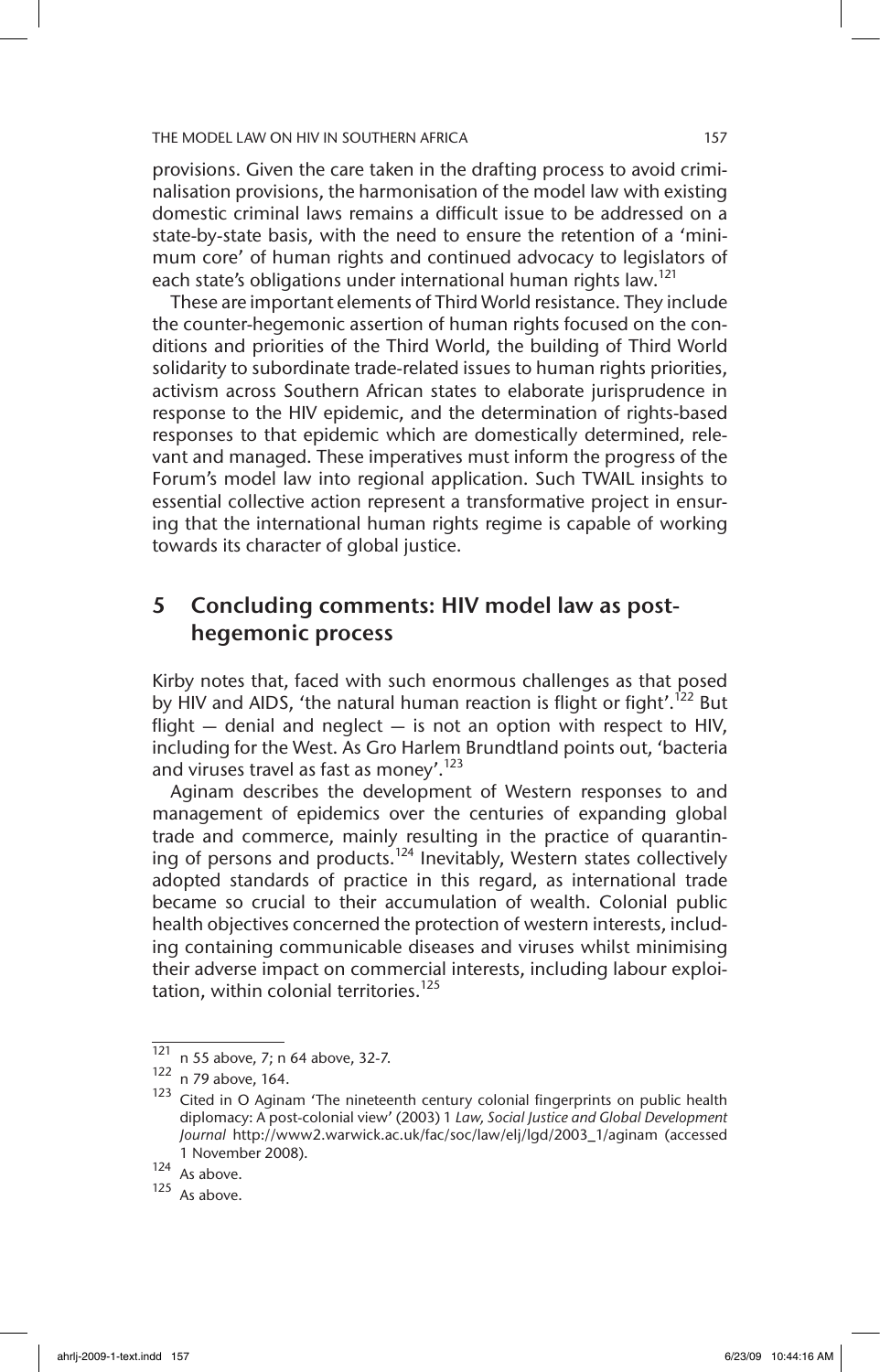provisions. Given the care taken in the drafting process to avoid criminalisation provisions, the harmonisation of the model law with existing domestic criminal laws remains a difficult issue to be addressed on a state-by-state basis, with the need to ensure the retention of a 'minimum core' of human rights and continued advocacy to legislators of each state's obligations under international human rights law.[121]

These are important elements of Third World resistance. They include the counter-hegemonic assertion of human rights focused on the conditions and priorities of the Third World, the building of Third World solidarity to subordinate trade-related issues to human rights priorities, activism across Southern African states to elaborate jurisprudence in response to the HIV epidemic, and the determination of rights-based responses to that epidemic which are domestically determined, relevant and managed. These imperatives must inform the progress of the Forum's model law into regional application. Such TWAIL insights to essential collective action represent a transformative project in ensuring that the international human rights regime is capable of working towards its character of global justice.

## 5 Concluding comments: HIV model law as post-hegemonic process

Kirby notes that, faced with such enormous challenges as that posed by HIV and AIDS, 'the natural human reaction is flight or fight'.[122] But flight — denial and neglect — is not an option with respect to HIV, including for the West. As Gro Harlem Brundtland points out, 'bacteria and viruses travel as fast as money'.[123]

Aginam describes the development of Western responses to and management of epidemics over the centuries of expanding global trade and commerce, mainly resulting in the practice of quarantining of persons and products.[124] Inevitably, Western states collectively adopted standards of practice in this regard, as international trade became so crucial to their accumulation of wealth. Colonial public health objectives concerned the protection of western interests, including containing communicable diseases and viruses whilst minimising their adverse impact on commercial interests, including labour exploitation, within colonial territories.[125]

---

121 n 55 above, 7; n 64 above, 32-7.

122 n 79 above, 164.

123 Cited in O Aginam 'The nineteenth century colonial fingerprints on public health diplomacy: A post-colonial view' (2003) 1 *Law, Social Justice and Global Development Journal* http://www2.warwick.ac.uk/fac/soc/law/elj/lgd/2003_1/aginam (accessed 1 November 2008).

124 As above.

125 As above.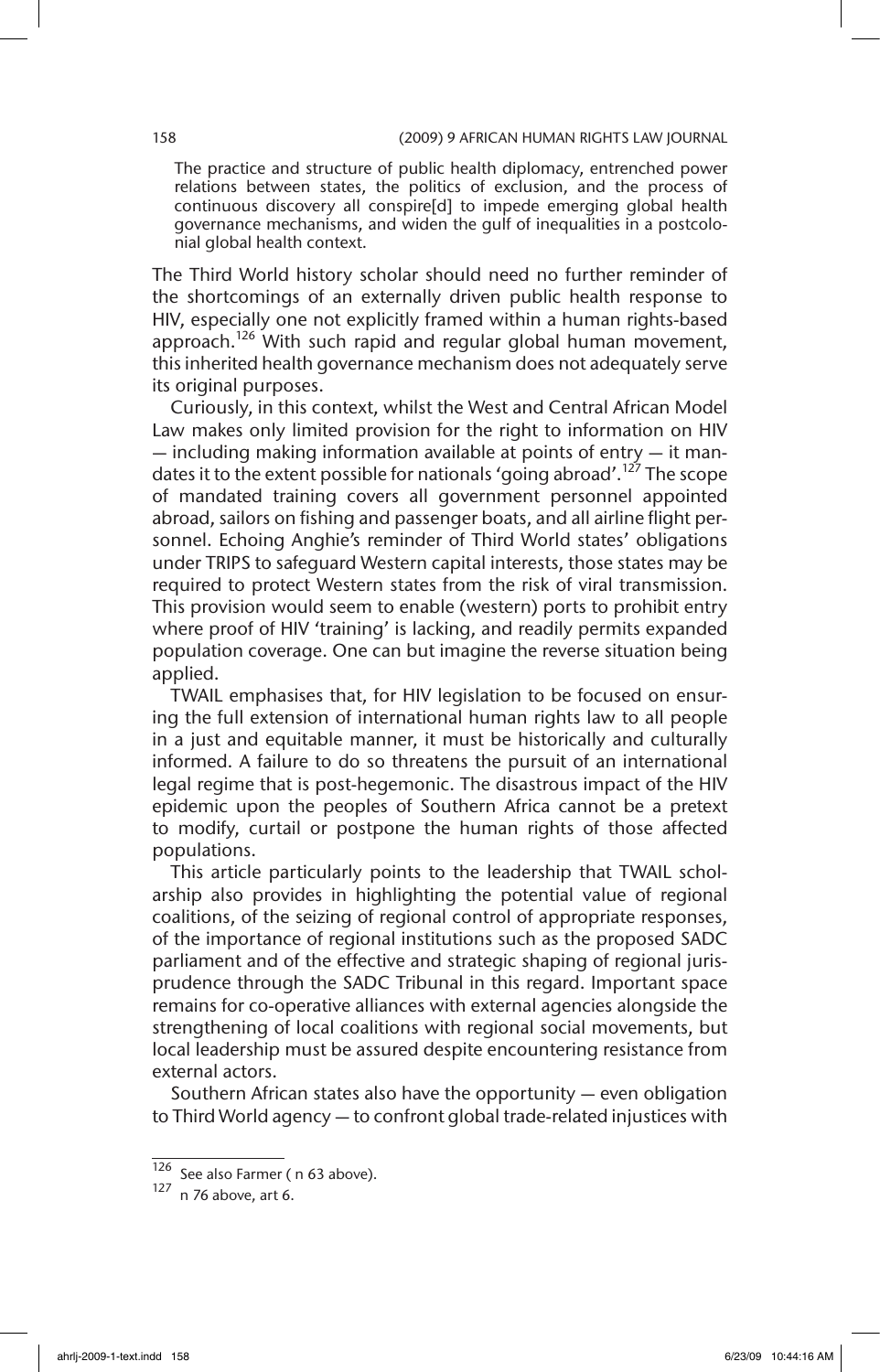> The practice and structure of public health diplomacy, entrenched power relations between states, the politics of exclusion, and the process of continuous discovery all conspire[d] to impede emerging global health governance mechanisms, and widen the gulf of inequalities in a postcolonial global health context.

The Third World history scholar should need no further reminder of the shortcomings of an externally driven public health response to HIV, especially one not explicitly framed within a human rights-based approach.[126] With such rapid and regular global human movement, this inherited health governance mechanism does not adequately serve its original purposes.

Curiously, in this context, whilst the West and Central African Model Law makes only limited provision for the right to information on HIV — including making information available at points of entry — it mandates it to the extent possible for nationals 'going abroad'.[127] The scope of mandated training covers all government personnel appointed abroad, sailors on fishing and passenger boats, and all airline flight personnel. Echoing Anghie's reminder of Third World states' obligations under TRIPS to safeguard Western capital interests, those states may be required to protect Western states from the risk of viral transmission. This provision would seem to enable (western) ports to prohibit entry where proof of HIV 'training' is lacking, and readily permits expanded population coverage. One can but imagine the reverse situation being applied.

TWAIL emphasises that, for HIV legislation to be focused on ensuring the full extension of international human rights law to all people in a just and equitable manner, it must be historically and culturally informed. A failure to do so threatens the pursuit of an international legal regime that is post-hegemonic. The disastrous impact of the HIV epidemic upon the peoples of Southern Africa cannot be a pretext to modify, curtail or postpone the human rights of those affected populations.

This article particularly points to the leadership that TWAIL scholarship also provides in highlighting the potential value of regional coalitions, of the seizing of regional control of appropriate responses, of the importance of regional institutions such as the proposed SADC parliament and of the effective and strategic shaping of regional jurisprudence through the SADC Tribunal in this regard. Important space remains for co-operative alliances with external agencies alongside the strengthening of local coalitions with regional social movements, but local leadership must be assured despite encountering resistance from external actors.

Southern African states also have the opportunity — even obligation to Third World agency — to confront global trade-related injustices with

---

[126] See also Farmer ( n 63 above).

[127] n 76 above, art 6.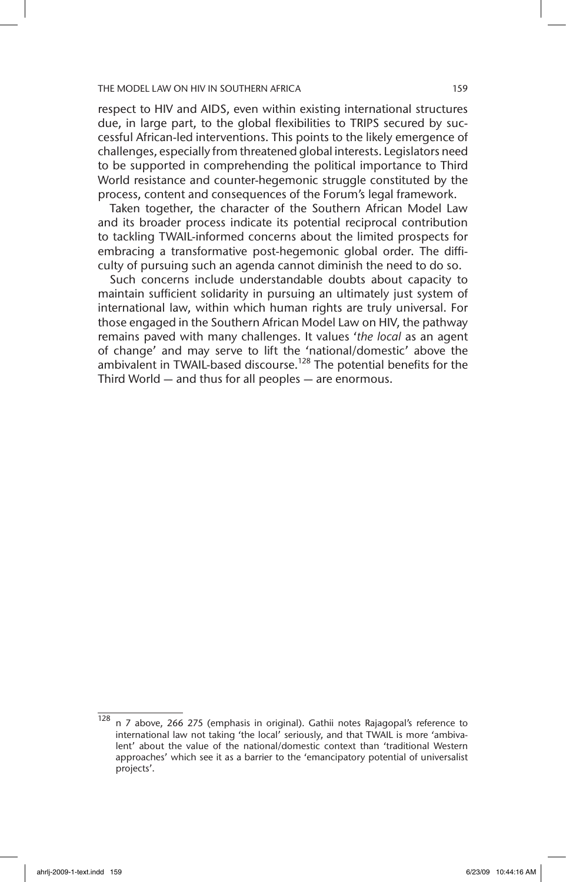respect to HIV and AIDS, even within existing international structures due, in large part, to the global flexibilities to TRIPS secured by successful African-led interventions. This points to the likely emergence of challenges, especially from threatened global interests. Legislators need to be supported in comprehending the political importance to Third World resistance and counter-hegemonic struggle constituted by the process, content and consequences of the Forum's legal framework.

Taken together, the character of the Southern African Model Law and its broader process indicate its potential reciprocal contribution to tackling TWAIL-informed concerns about the limited prospects for embracing a transformative post-hegemonic global order. The difficulty of pursuing such an agenda cannot diminish the need to do so.

Such concerns include understandable doubts about capacity to maintain sufficient solidarity in pursuing an ultimately just system of international law, within which human rights are truly universal. For those engaged in the Southern African Model Law on HIV, the pathway remains paved with many challenges. It values '*the local* as an agent of change' and may serve to lift the 'national/domestic' above the ambivalent in TWAIL-based discourse.[128] The potential benefits for the Third World — and thus for all peoples — are enormous.

---

[128] n 7 above, 266 275 (emphasis in original). Gathii notes Rajagopal's reference to international law not taking 'the local' seriously, and that TWAIL is more 'ambivalent' about the value of the national/domestic context than 'traditional Western approaches' which see it as a barrier to the 'emancipatory potential of universalist projects'.